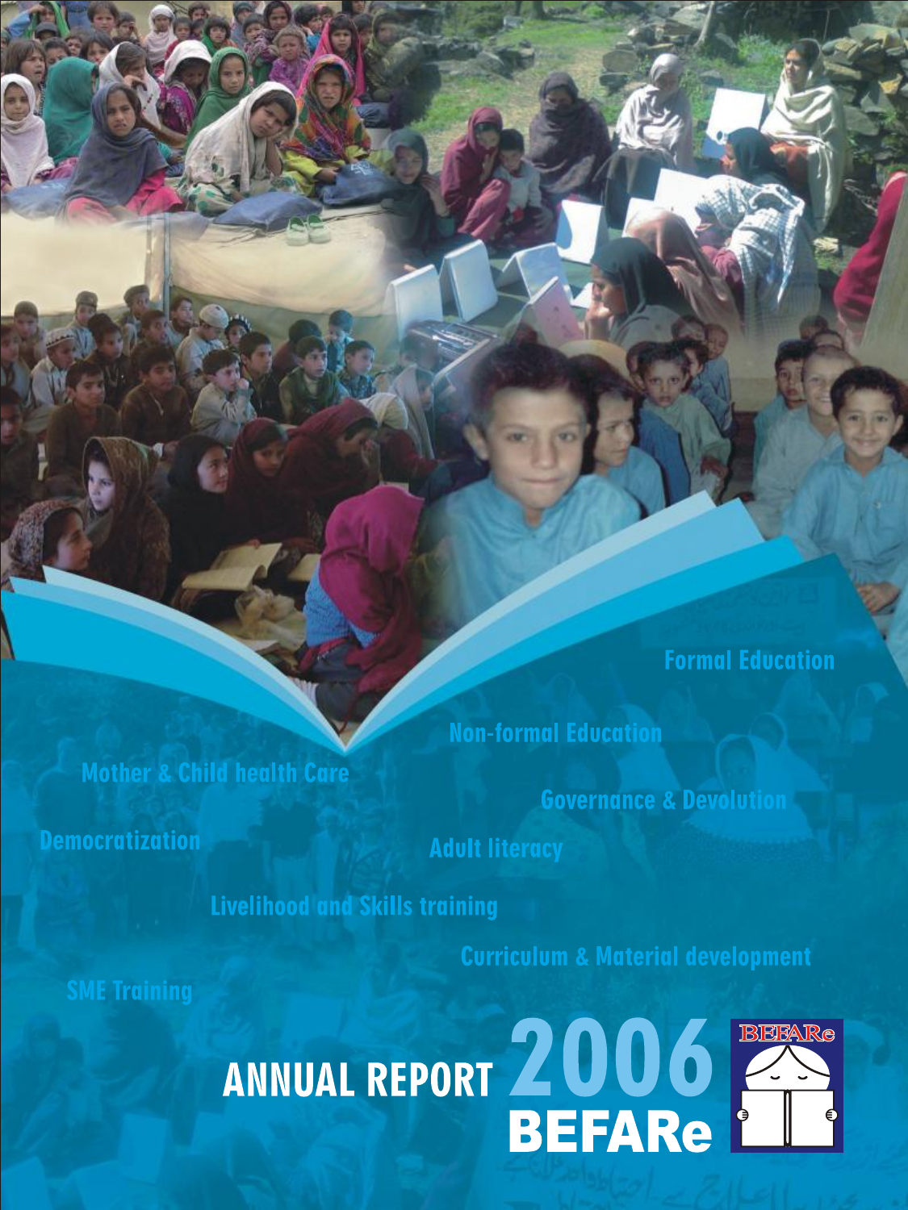Formal Education

Non-formal Education

Mother & Child health Care

Governance & Devolution

Democratization

Adult literacy

Livelihood and Skills training

Curriculum & Material development

SME Training

# ANNUAL REPORT 2006 BEFARe

BEFARe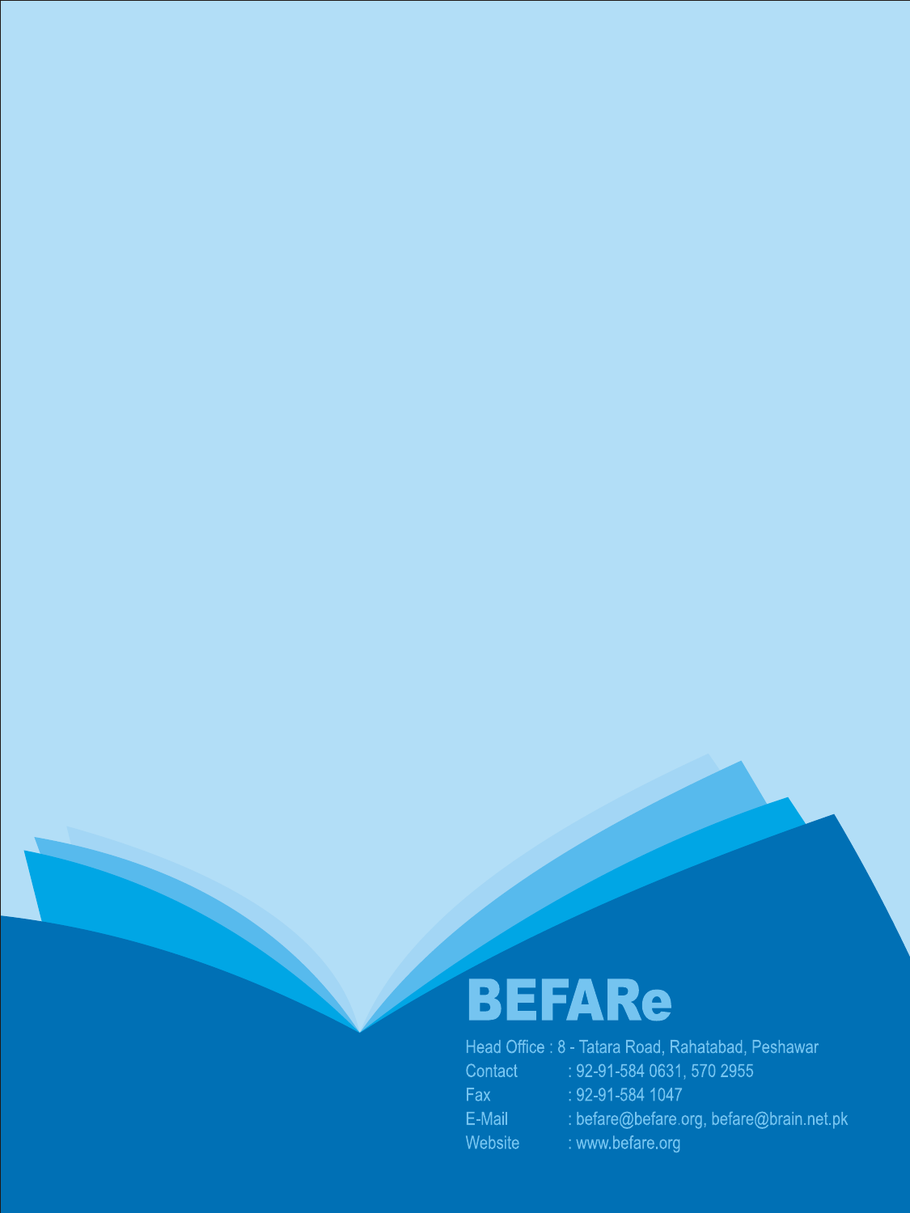# BEFARe

Head Office : 8 - Tatara Road, Rahatabad, Peshawar

Contact : 92-91-584 0631, 570 2955

Fax : 92-91-584 1047

E-Mail : befare@befare.org, befare@brain.net.pk

Website : www.befare.org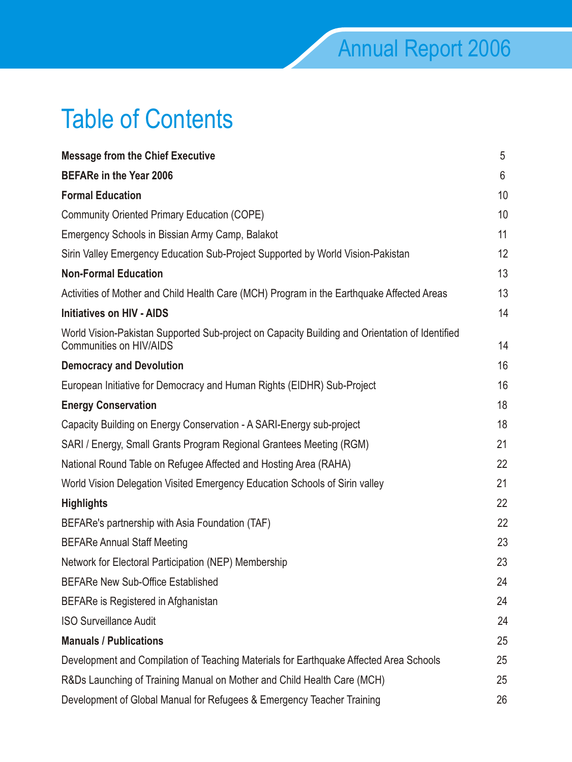# Table of Contents

| | |
|---|---|
| **Message from the Chief Executive** | 5 |
| **BEFARe in the Year 2006** | 6 |
| **Formal Education** | 10 |
| Community Oriented Primary Education (COPE) | 10 |
| Emergency Schools in Bissian Army Camp, Balakot | 11 |
| Sirin Valley Emergency Education Sub-Project Supported by World Vision-Pakistan | 12 |
| **Non-Formal Education** | 13 |
| Activities of Mother and Child Health Care (MCH) Program in the Earthquake Affected Areas | 13 |
| **Initiatives on HIV - AIDS** | 14 |
| World Vision-Pakistan Supported Sub-project on Capacity Building and Orientation of Identified Communities on HIV/AIDS | 14 |
| **Democracy and Devolution** | 16 |
| European Initiative for Democracy and Human Rights (EIDHR) Sub-Project | 16 |
| **Energy Conservation** | 18 |
| Capacity Building on Energy Conservation - A SARI-Energy sub-project | 18 |
| SARI / Energy, Small Grants Program Regional Grantees Meeting (RGM) | 21 |
| National Round Table on Refugee Affected and Hosting Area (RAHA) | 22 |
| World Vision Delegation Visited Emergency Education Schools of Sirin valley | 21 |
| **Highlights** | 22 |
| BEFARe's partnership with Asia Foundation (TAF) | 22 |
| BEFARe Annual Staff Meeting | 23 |
| Network for Electoral Participation (NEP) Membership | 23 |
| BEFARe New Sub-Office Established | 24 |
| BEFARe is Registered in Afghanistan | 24 |
| ISO Surveillance Audit | 24 |
| **Manuals / Publications** | 25 |
| Development and Compilation of Teaching Materials for Earthquake Affected Area Schools | 25 |
| R&Ds Launching of Training Manual on Mother and Child Health Care (MCH) | 25 |
| Development of Global Manual for Refugees & Emergency Teacher Training | 26 |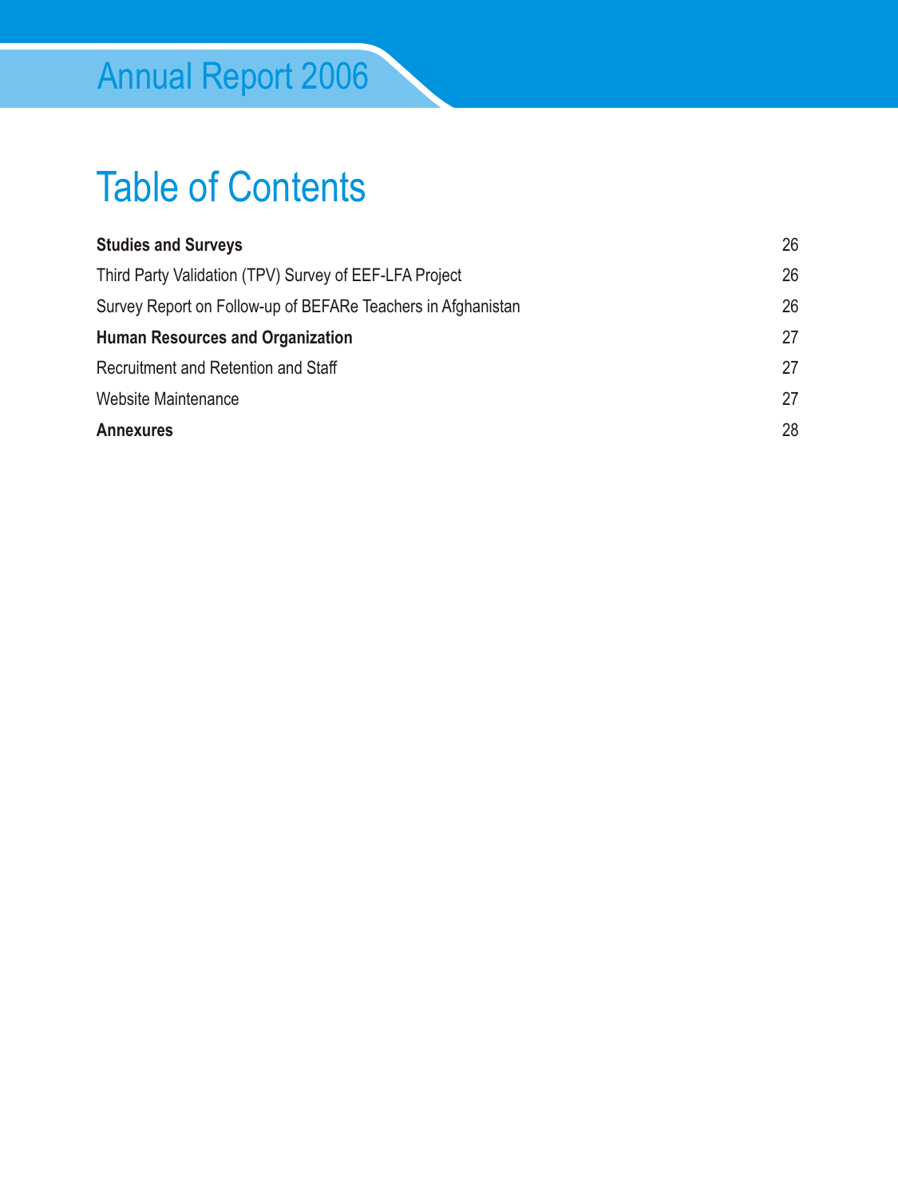# Table of Contents

| | |
|---|---|
| **Studies and Surveys** | 26 |
| Third Party Validation (TPV) Survey of EEF-LFA Project | 26 |
| Survey Report on Follow-up of BEFARe Teachers in Afghanistan | 26 |
| **Human Resources and Organization** | 27 |
| Recruitment and Retention and Staff | 27 |
| Website Maintenance | 27 |
| **Annexures** | 28 |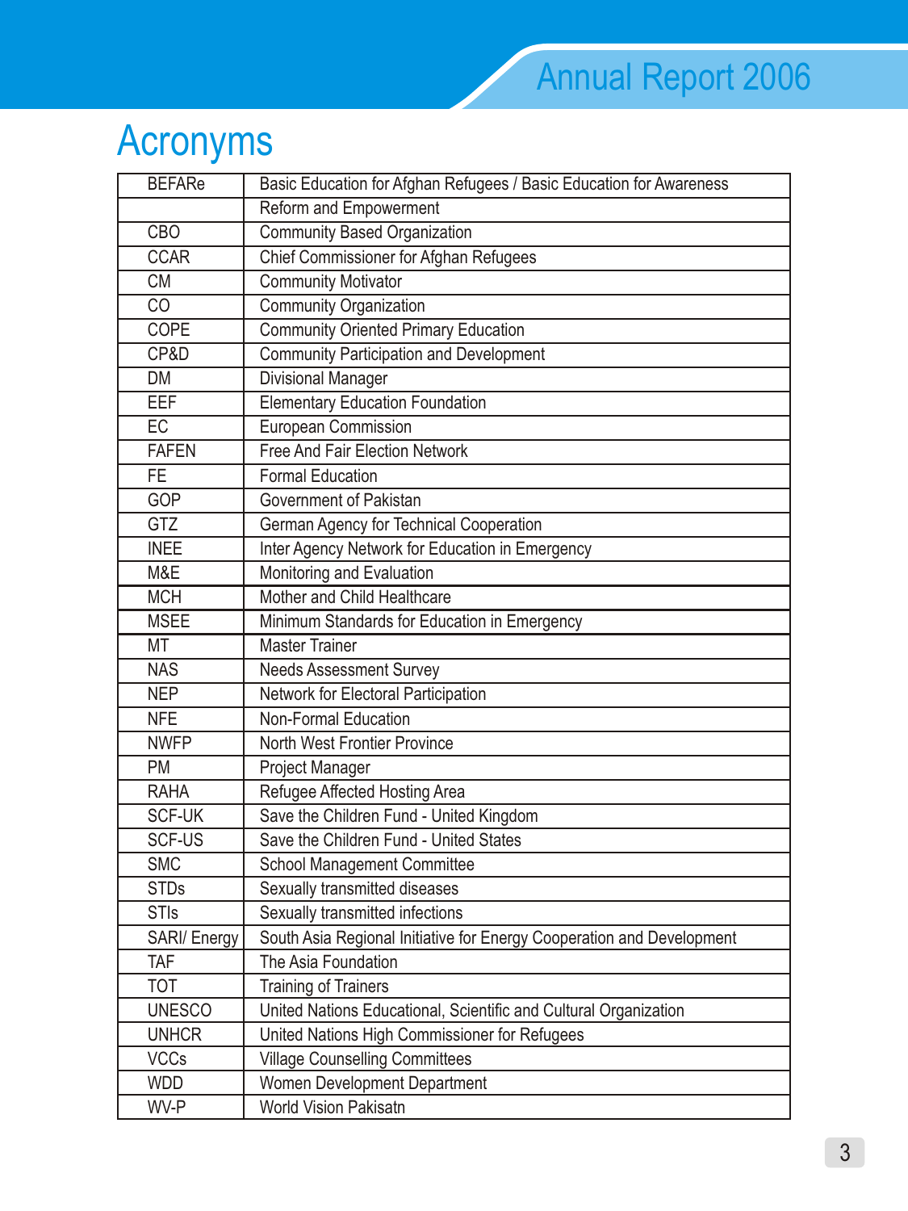# Acronyms

| | |
|---|---|
| BEFARe | Basic Education for Afghan Refugees / Basic Education for Awareness Reform and Empowerment |
| CBO | Community Based Organization |
| CCAR | Chief Commissioner for Afghan Refugees |
| CM | Community Motivator |
| CO | Community Organization |
| COPE | Community Oriented Primary Education |
| CP&D | Community Participation and Development |
| DM | Divisional Manager |
| EEF | Elementary Education Foundation |
| EC | European Commission |
| FAFEN | Free And Fair Election Network |
| FE | Formal Education |
| GOP | Government of Pakistan |
| GTZ | German Agency for Technical Cooperation |
| INEE | Inter Agency Network for Education in Emergency |
| M&E | Monitoring and Evaluation |
| MCH | Mother and Child Healthcare |
| MSEE | Minimum Standards for Education in Emergency |
| MT | Master Trainer |
| NAS | Needs Assessment Survey |
| NEP | Network for Electoral Participation |
| NFE | Non-Formal Education |
| NWFP | North West Frontier Province |
| PM | Project Manager |
| RAHA | Refugee Affected Hosting Area |
| SCF-UK | Save the Children Fund - United Kingdom |
| SCF-US | Save the Children Fund - United States |
| SMC | School Management Committee |
| STDs | Sexually transmitted diseases |
| STIs | Sexually transmitted infections |
| SARI/ Energy | South Asia Regional Initiative for Energy Cooperation and Development |
| TAF | The Asia Foundation |
| TOT | Training of Trainers |
| UNESCO | United Nations Educational, Scientific and Cultural Organization |
| UNHCR | United Nations High Commissioner for Refugees |
| VCCs | Village Counselling Committees |
| WDD | Women Development Department |
| WV-P | World Vision Pakisatn |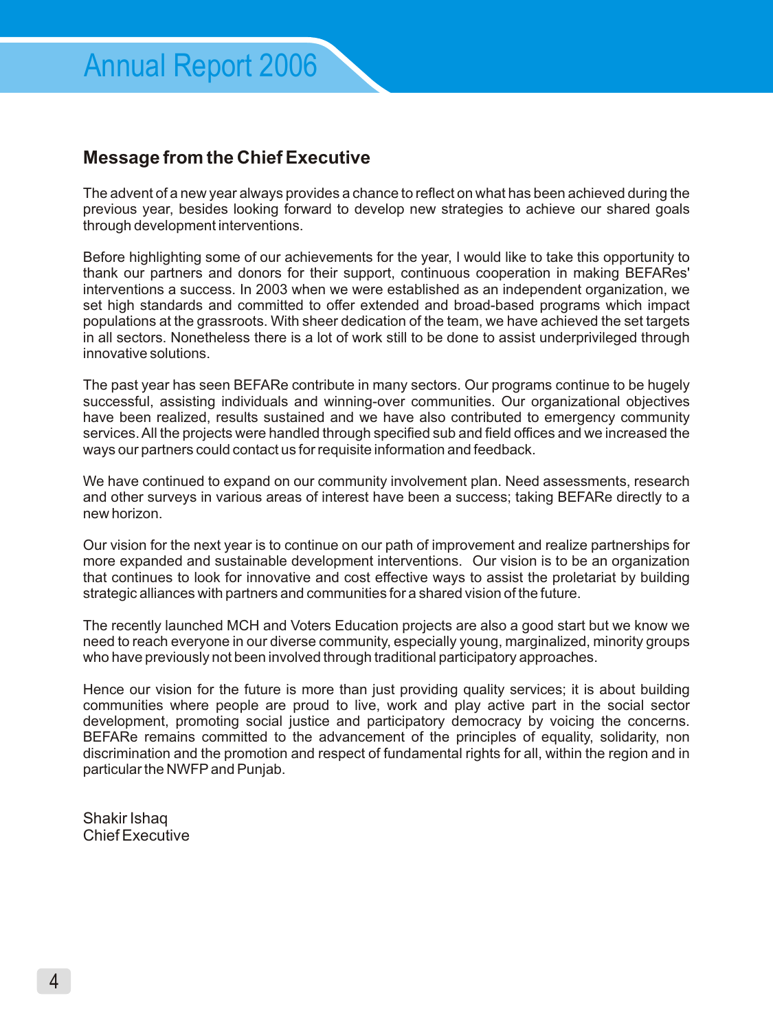## Message from the Chief Executive

The advent of a new year always provides a chance to reflect on what has been achieved during the previous year, besides looking forward to develop new strategies to achieve our shared goals through development interventions.

Before highlighting some of our achievements for the year, I would like to take this opportunity to thank our partners and donors for their support, continuous cooperation in making BEFARes' interventions a success. In 2003 when we were established as an independent organization, we set high standards and committed to offer extended and broad-based programs which impact populations at the grassroots. With sheer dedication of the team, we have achieved the set targets in all sectors. Nonetheless there is a lot of work still to be done to assist underprivileged through innovative solutions.

The past year has seen BEFARe contribute in many sectors. Our programs continue to be hugely successful, assisting individuals and winning-over communities. Our organizational objectives have been realized, results sustained and we have also contributed to emergency community services. All the projects were handled through specified sub and field offices and we increased the ways our partners could contact us for requisite information and feedback.

We have continued to expand on our community involvement plan. Need assessments, research and other surveys in various areas of interest have been a success; taking BEFARe directly to a new horizon.

Our vision for the next year is to continue on our path of improvement and realize partnerships for more expanded and sustainable development interventions. Our vision is to be an organization that continues to look for innovative and cost effective ways to assist the proletariat by building strategic alliances with partners and communities for a shared vision of the future.

The recently launched MCH and Voters Education projects are also a good start but we know we need to reach everyone in our diverse community, especially young, marginalized, minority groups who have previously not been involved through traditional participatory approaches.

Hence our vision for the future is more than just providing quality services; it is about building communities where people are proud to live, work and play active part in the social sector development, promoting social justice and participatory democracy by voicing the concerns. BEFARe remains committed to the advancement of the principles of equality, solidarity, non discrimination and the promotion and respect of fundamental rights for all, within the region and in particular the NWFP and Punjab.

Shakir Ishaq
Chief Executive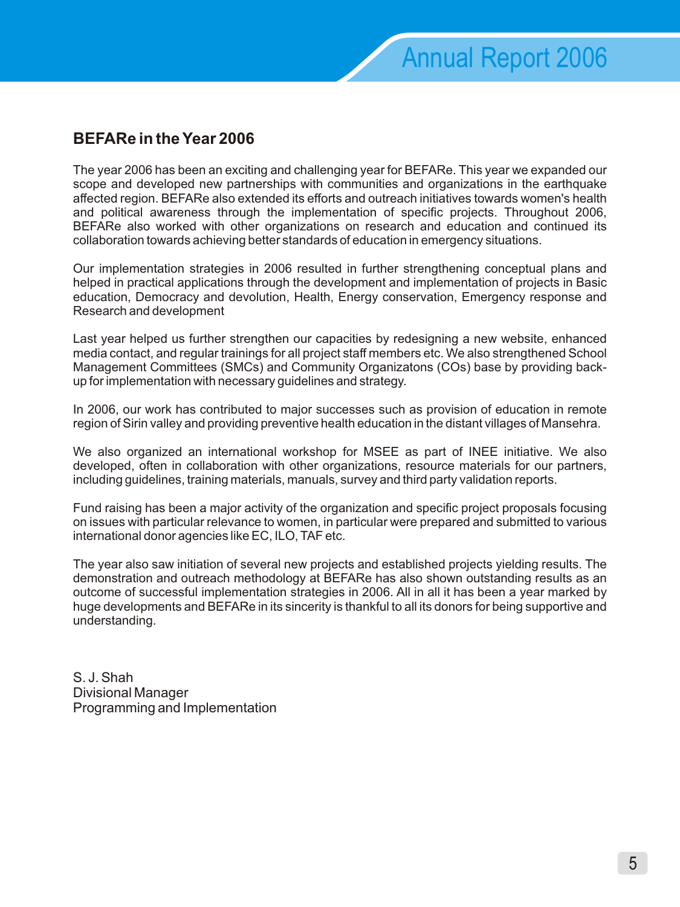## BEFARe in the Year 2006

The year 2006 has been an exciting and challenging year for BEFARe. This year we expanded our scope and developed new partnerships with communities and organizations in the earthquake affected region. BEFARe also extended its efforts and outreach initiatives towards women's health and political awareness through the implementation of specific projects. Throughout 2006, BEFARe also worked with other organizations on research and education and continued its collaboration towards achieving better standards of education in emergency situations.

Our implementation strategies in 2006 resulted in further strengthening conceptual plans and helped in practical applications through the development and implementation of projects in Basic education, Democracy and devolution, Health, Energy conservation, Emergency response and Research and development

Last year helped us further strengthen our capacities by redesigning a new website, enhanced media contact, and regular trainings for all project staff members etc. We also strengthened School Management Committees (SMCs) and Community Organizatons (COs) base by providing back-up for implementation with necessary guidelines and strategy.

In 2006, our work has contributed to major successes such as provision of education in remote region of Sirin valley and providing preventive health education in the distant villages of Mansehra.

We also organized an international workshop for MSEE as part of INEE initiative. We also developed, often in collaboration with other organizations, resource materials for our partners, including guidelines, training materials, manuals, survey and third party validation reports.

Fund raising has been a major activity of the organization and specific project proposals focusing on issues with particular relevance to women, in particular were prepared and submitted to various international donor agencies like EC, ILO, TAF etc.

The year also saw initiation of several new projects and established projects yielding results. The demonstration and outreach methodology at BEFARe has also shown outstanding results as an outcome of successful implementation strategies in 2006. All in all it has been a year marked by huge developments and BEFARe in its sincerity is thankful to all its donors for being supportive and understanding.

S. J. Shah
Divisional Manager
Programming and Implementation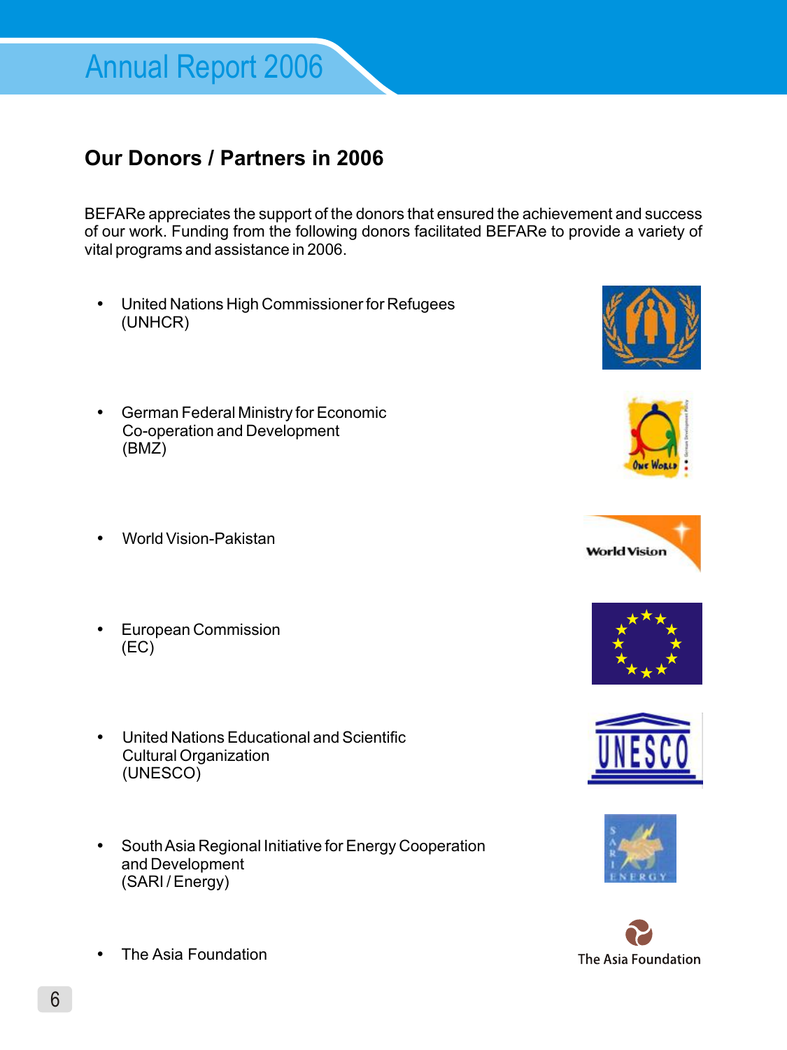## Our Donors / Partners in 2006

BEFARe appreciates the support of the donors that ensured the achievement and success of our work. Funding from the following donors facilitated BEFARe to provide a variety of vital programs and assistance in 2006.

- United Nations High Commissioner for Refugees (UNHCR)
- German Federal Ministry for Economic Co-operation and Development (BMZ)
- World Vision-Pakistan
- European Commission (EC)
- United Nations Educational and Scientific Cultural Organization (UNESCO)
- South Asia Regional Initiative for Energy Cooperation and Development (SARI / Energy)
- The Asia Foundation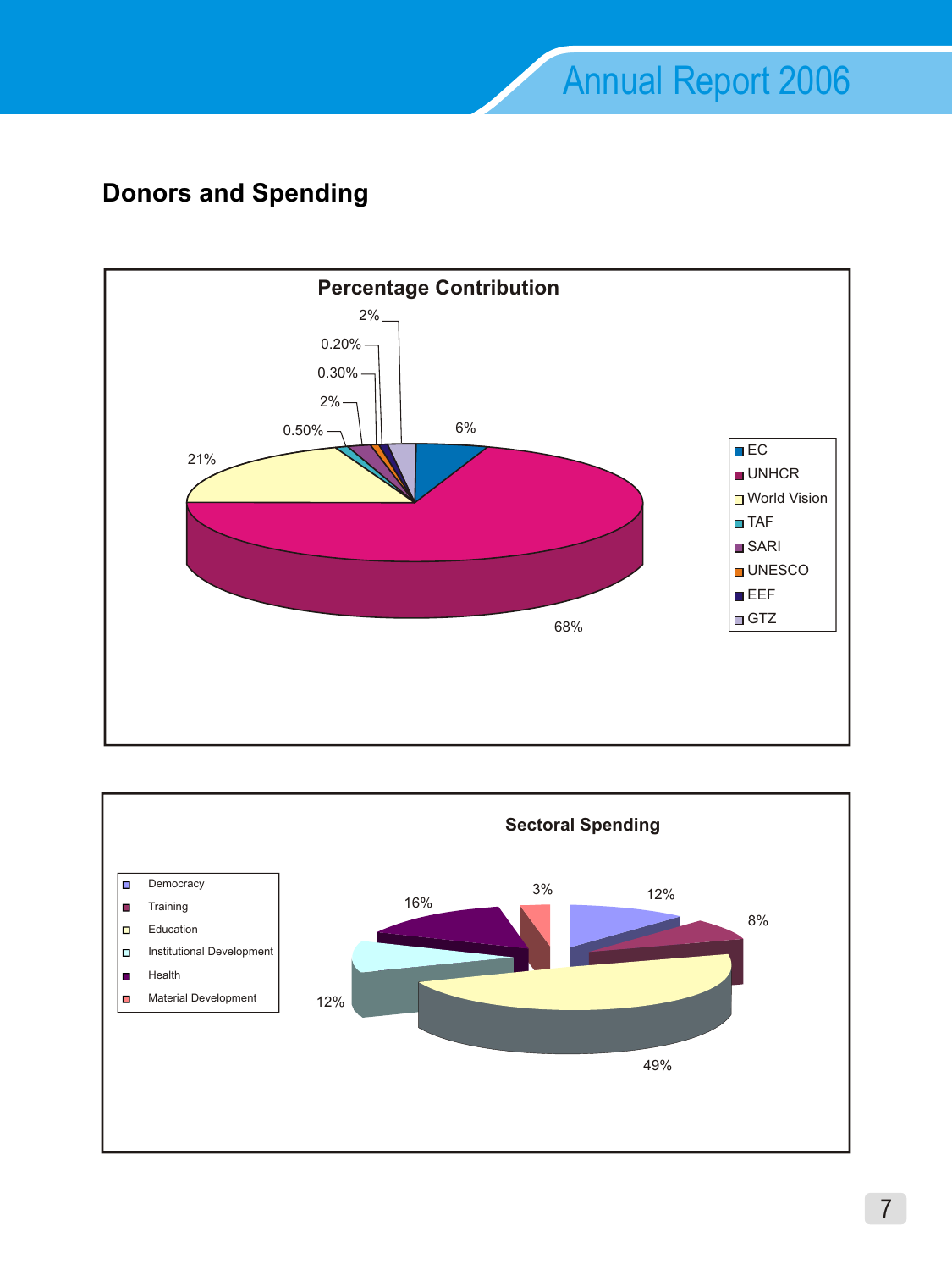## Donors and Spending

**Percentage Contribution**

| Donor | Percentage |
|---|---|
| EC | 6% |
| UNHCR | 68% |
| World Vision | 21% |
| TAF | 0.50% |
| SARI | 2% |
| UNESCO | 0.30% |
| EEF | 0.20% |
| GTZ | 2% |

**Sectoral Spending**

| Sector | Percentage |
|---|---|
| Democracy | 12% |
| Training | 8% |
| Education | 49% |
| Institutional Development | 12% |
| Health | 16% |
| Material Development | 3% |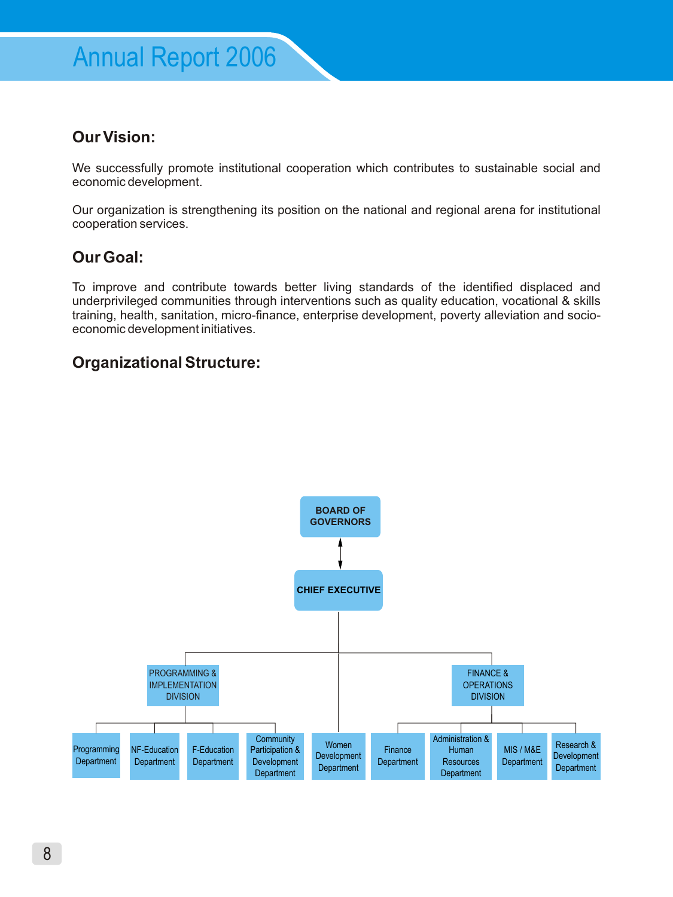## Our Vision:

We successfully promote institutional cooperation which contributes to sustainable social and economic development.

Our organization is strengthening its position on the national and regional arena for institutional cooperation services.

## Our Goal:

To improve and contribute towards better living standards of the identified displaced and underprivileged communities through interventions such as quality education, vocational & skills training, health, sanitation, micro-finance, enterprise development, poverty alleviation and socio-economic development initiatives.

## Organizational Structure:

- BOARD OF GOVERNORS
  - CHIEF EXECUTIVE
    - PROGRAMMING & IMPLEMENTATION DIVISION
      - Programming Department
      - NF-Education Department
      - F-Education Department
      - Community Participation & Development Department
    - Women Development Department
    - FINANCE & OPERATIONS DIVISION
      - Finance Department
      - Administration & Human Resources Department
      - MIS / M&E Department
      - Research & Development Department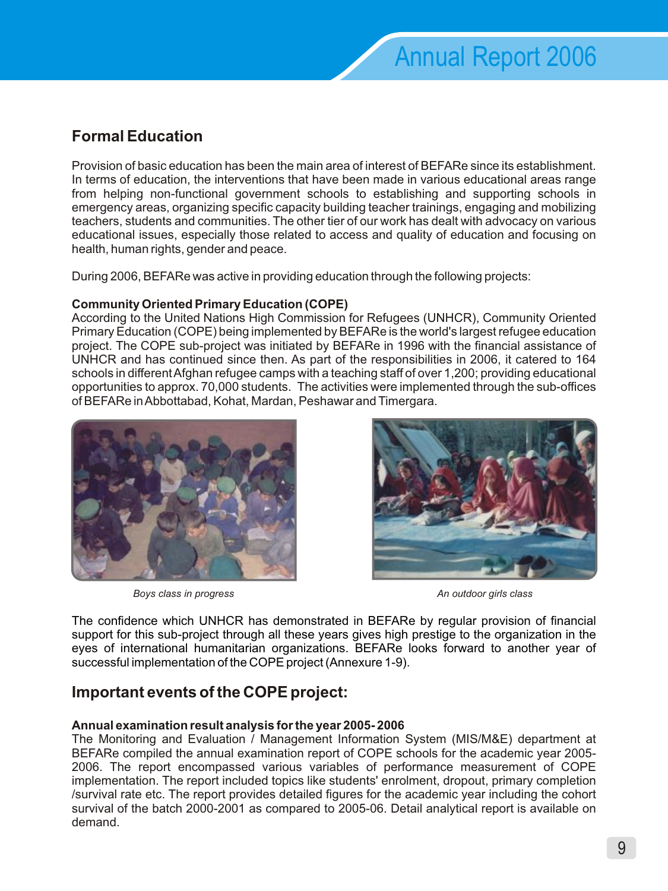## Formal Education

Provision of basic education has been the main area of interest of BEFARe since its establishment. In terms of education, the interventions that have been made in various educational areas range from helping non-functional government schools to establishing and supporting schools in emergency areas, organizing specific capacity building teacher trainings, engaging and mobilizing teachers, students and communities. The other tier of our work has dealt with advocacy on various educational issues, especially those related to access and quality of education and focusing on health, human rights, gender and peace.

During 2006, BEFARe was active in providing education through the following projects:

**Community Oriented Primary Education (COPE)**

According to the United Nations High Commission for Refugees (UNHCR), Community Oriented Primary Education (COPE) being implemented by BEFARe is the world's largest refugee education project. The COPE sub-project was initiated by BEFARe in 1996 with the financial assistance of UNHCR and has continued since then. As part of the responsibilities in 2006, it catered to 164 schools in different Afghan refugee camps with a teaching staff of over 1,200; providing educational opportunities to approx. 70,000 students. The activities were implemented through the sub-offices of BEFARe in Abbottabad, Kohat, Mardan, Peshawar and Timergara.

*Boys class in progress*

*An outdoor girls class*

The confidence which UNHCR has demonstrated in BEFARe by regular provision of financial support for this sub-project through all these years gives high prestige to the organization in the eyes of international humanitarian organizations. BEFARe looks forward to another year of successful implementation of the COPE project (Annexure 1-9).

## Important events of the COPE project:

**Annual examination result analysis for the year 2005- 2006**

The Monitoring and Evaluation / Management Information System (MIS/M&E) department at BEFARe compiled the annual examination report of COPE schools for the academic year 2005-2006. The report encompassed various variables of performance measurement of COPE implementation. The report included topics like students' enrolment, dropout, primary completion /survival rate etc. The report provides detailed figures for the academic year including the cohort survival of the batch 2000-2001 as compared to 2005-06. Detail analytical report is available on demand.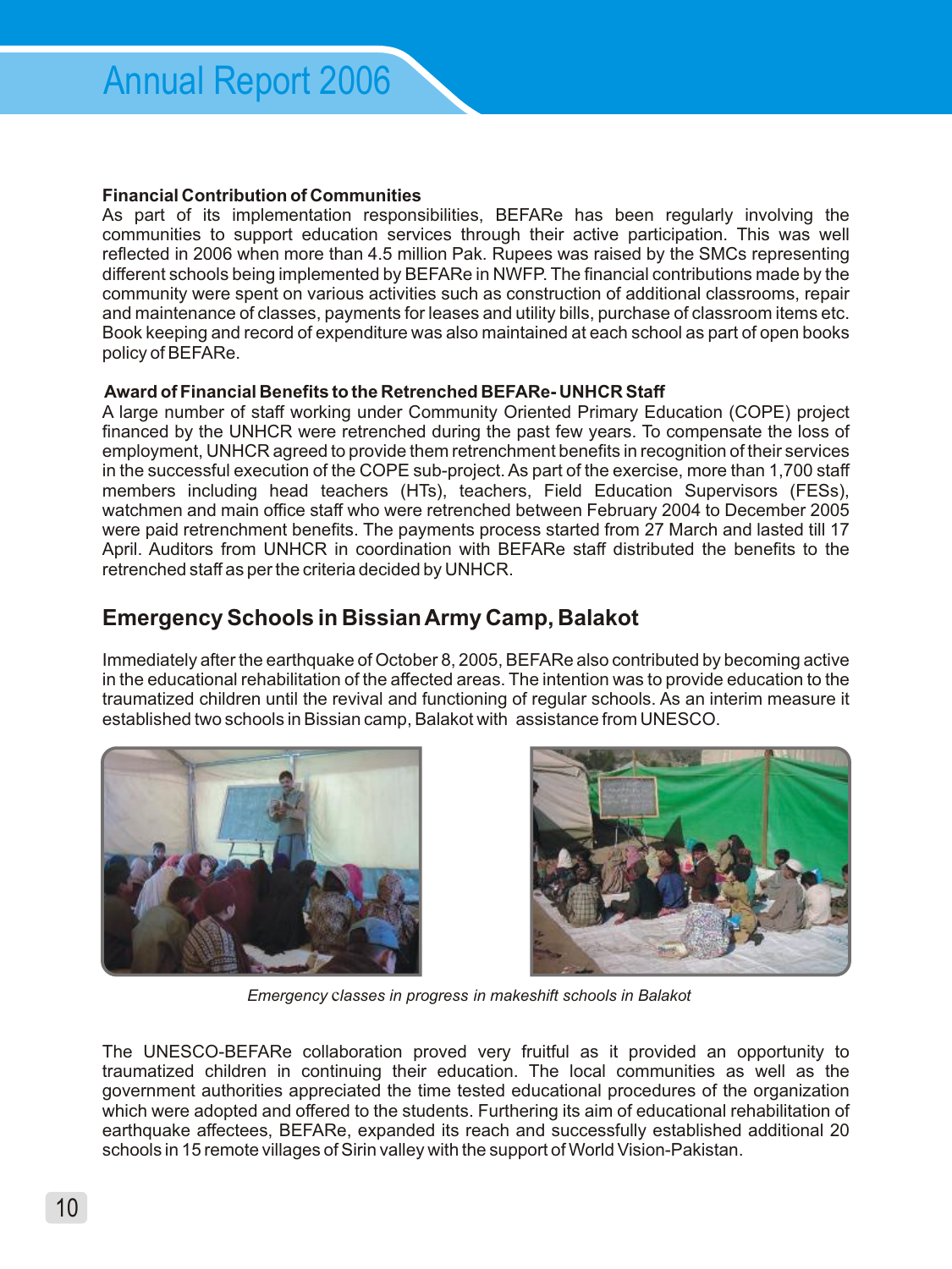### Financial Contribution of Communities

As part of its implementation responsibilities, BEFARe has been regularly involving the communities to support education services through their active participation. This was well reflected in 2006 when more than 4.5 million Pak. Rupees was raised by the SMCs representing different schools being implemented by BEFARe in NWFP. The financial contributions made by the community were spent on various activities such as construction of additional classrooms, repair and maintenance of classes, payments for leases and utility bills, purchase of classroom items etc. Book keeping and record of expenditure was also maintained at each school as part of open books policy of BEFARe.

### Award of Financial Benefits to the Retrenched BEFARe- UNHCR Staff

A large number of staff working under Community Oriented Primary Education (COPE) project financed by the UNHCR were retrenched during the past few years. To compensate the loss of employment, UNHCR agreed to provide them retrenchment benefits in recognition of their services in the successful execution of the COPE sub-project. As part of the exercise, more than 1,700 staff members including head teachers (HTs), teachers, Field Education Supervisors (FESs), watchmen and main office staff who were retrenched between February 2004 to December 2005 were paid retrenchment benefits. The payments process started from 27 March and lasted till 17 April. Auditors from UNHCR in coordination with BEFARe staff distributed the benefits to the retrenched staff as per the criteria decided by UNHCR.

## Emergency Schools in Bissian Army Camp, Balakot

Immediately after the earthquake of October 8, 2005, BEFARe also contributed by becoming active in the educational rehabilitation of the affected areas. The intention was to provide education to the traumatized children until the revival and functioning of regular schools. As an interim measure it established two schools in Bissian camp, Balakot with assistance from UNESCO.

*Emergency classes in progress in makeshift schools in Balakot*

The UNESCO-BEFARe collaboration proved very fruitful as it provided an opportunity to traumatized children in continuing their education. The local communities as well as the government authorities appreciated the time tested educational procedures of the organization which were adopted and offered to the students. Furthering its aim of educational rehabilitation of earthquake affectees, BEFARe, expanded its reach and successfully established additional 20 schools in 15 remote villages of Sirin valley with the support of World Vision-Pakistan.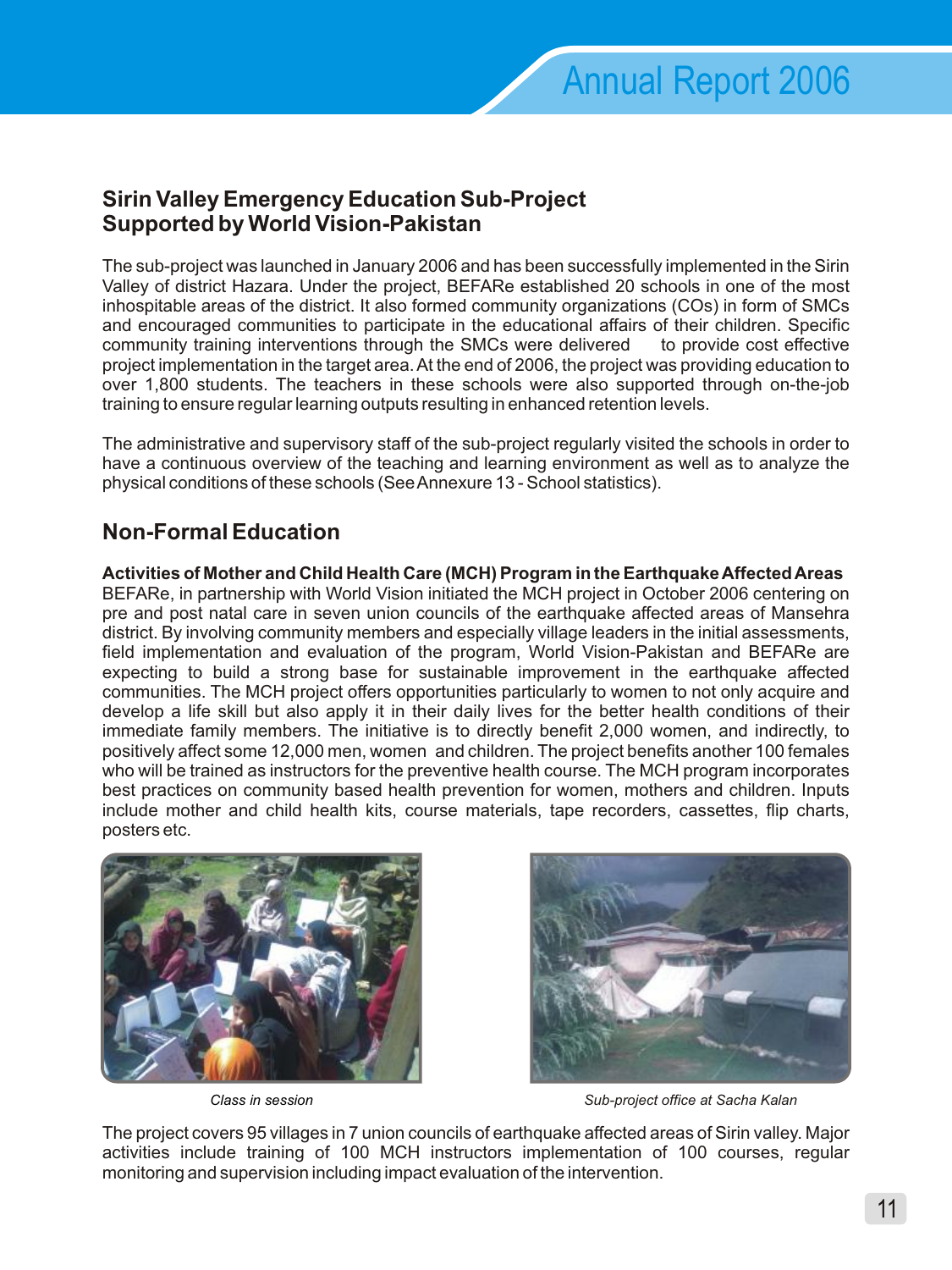## Sirin Valley Emergency Education Sub-Project Supported by World Vision-Pakistan

The sub-project was launched in January 2006 and has been successfully implemented in the Sirin Valley of district Hazara. Under the project, BEFARe established 20 schools in one of the most inhospitable areas of the district. It also formed community organizations (COs) in form of SMCs and encouraged communities to participate in the educational affairs of their children. Specific community training interventions through the SMCs were delivered to provide cost effective project implementation in the target area. At the end of 2006, the project was providing education to over 1,800 students. The teachers in these schools were also supported through on-the-job training to ensure regular learning outputs resulting in enhanced retention levels.

The administrative and supervisory staff of the sub-project regularly visited the schools in order to have a continuous overview of the teaching and learning environment as well as to analyze the physical conditions of these schools (See Annexure 13 - School statistics).

## Non-Formal Education

**Activities of Mother and Child Health Care (MCH) Program in the Earthquake Affected Areas**

BEFARe, in partnership with World Vision initiated the MCH project in October 2006 centering on pre and post natal care in seven union councils of the earthquake affected areas of Mansehra district. By involving community members and especially village leaders in the initial assessments, field implementation and evaluation of the program, World Vision-Pakistan and BEFARe are expecting to build a strong base for sustainable improvement in the earthquake affected communities. The MCH project offers opportunities particularly to women to not only acquire and develop a life skill but also apply it in their daily lives for the better health conditions of their immediate family members. The initiative is to directly benefit 2,000 women, and indirectly, to positively affect some 12,000 men, women and children. The project benefits another 100 females who will be trained as instructors for the preventive health course. The MCH program incorporates best practices on community based health prevention for women, mothers and children. Inputs include mother and child health kits, course materials, tape recorders, cassettes, flip charts, posters etc.

*Class in session*

*Sub-project office at Sacha Kalan*

The project covers 95 villages in 7 union councils of earthquake affected areas of Sirin valley. Major activities include training of 100 MCH instructors implementation of 100 courses, regular monitoring and supervision including impact evaluation of the intervention.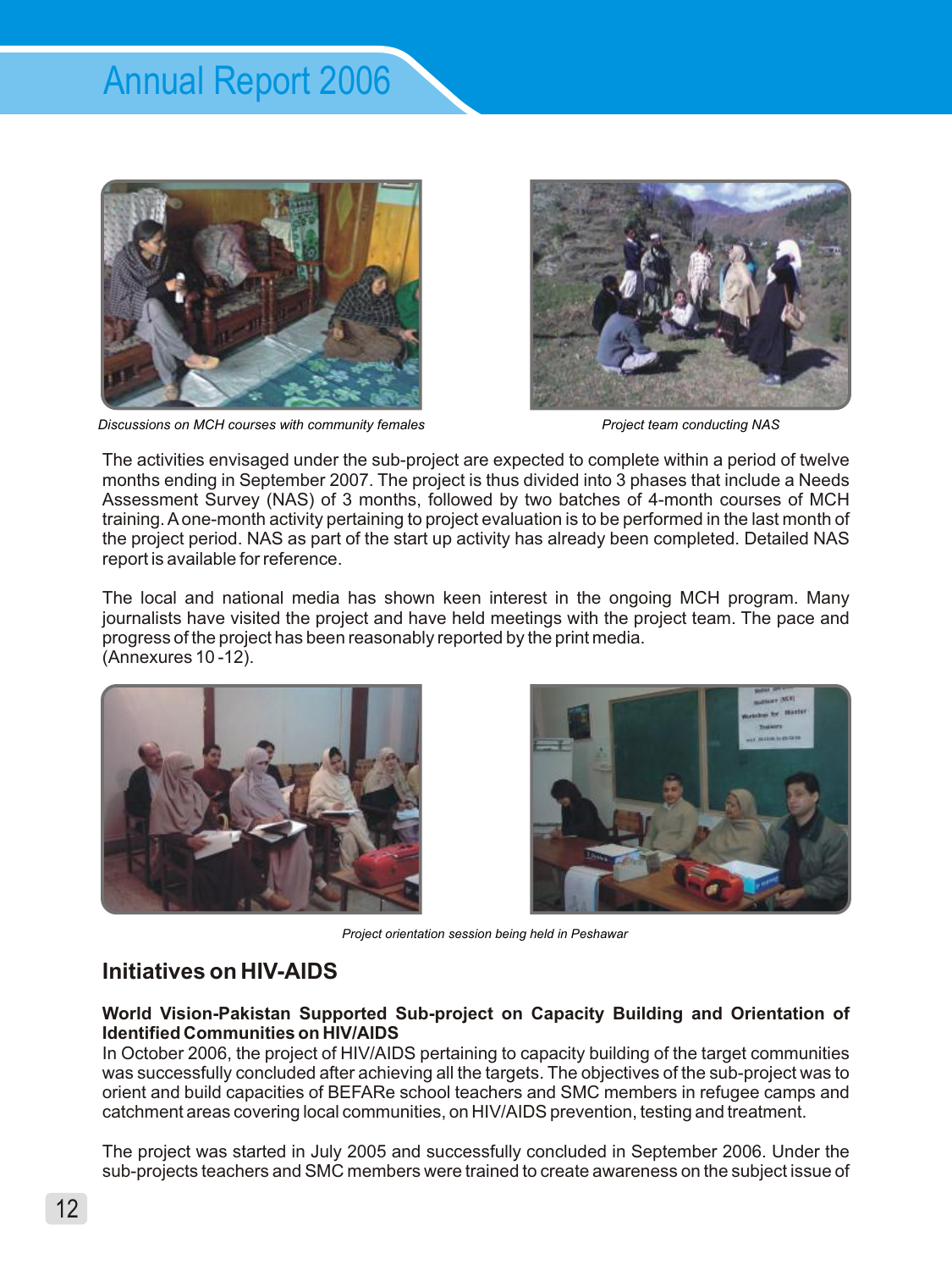*Discussions on MCH courses with community females*

*Project team conducting NAS*

The activities envisaged under the sub-project are expected to complete within a period of twelve months ending in September 2007. The project is thus divided into 3 phases that include a Needs Assessment Survey (NAS) of 3 months, followed by two batches of 4-month courses of MCH training. A one-month activity pertaining to project evaluation is to be performed in the last month of the project period. NAS as part of the start up activity has already been completed. Detailed NAS report is available for reference.

The local and national media has shown keen interest in the ongoing MCH program. Many journalists have visited the project and have held meetings with the project team. The pace and progress of the project has been reasonably reported by the print media.
(Annexures 10 -12).

*Project orientation session being held in Peshawar*

## Initiatives on HIV-AIDS

**World Vision-Pakistan Supported Sub-project on Capacity Building and Orientation of Identified Communities on HIV/AIDS**

In October 2006, the project of HIV/AIDS pertaining to capacity building of the target communities was successfully concluded after achieving all the targets. The objectives of the sub-project was to orient and build capacities of BEFARe school teachers and SMC members in refugee camps and catchment areas covering local communities, on HIV/AIDS prevention, testing and treatment.

The project was started in July 2005 and successfully concluded in September 2006. Under the sub-projects teachers and SMC members were trained to create awareness on the subject issue of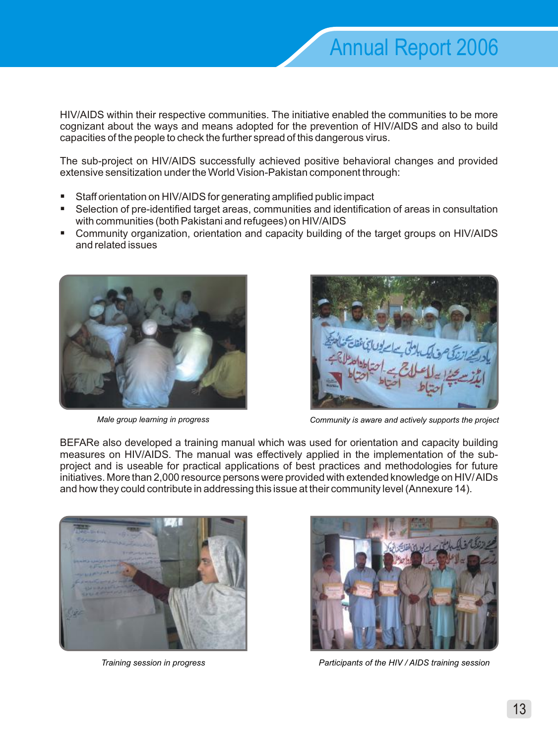HIV/AIDS within their respective communities. The initiative enabled the communities to be more cognizant about the ways and means adopted for the prevention of HIV/AIDS and also to build capacities of the people to check the further spread of this dangerous virus.

The sub-project on HIV/AIDS successfully achieved positive behavioral changes and provided extensive sensitization under the World Vision-Pakistan component through:

- Staff orientation on HIV/AIDS for generating amplified public impact
- Selection of pre-identified target areas, communities and identification of areas in consultation with communities (both Pakistani and refugees) on HIV/AIDS
- Community organization, orientation and capacity building of the target groups on HIV/AIDS and related issues

*Male group learning in progress*

*Community is aware and actively supports the project*

BEFARe also developed a training manual which was used for orientation and capacity building measures on HIV/AIDS. The manual was effectively applied in the implementation of the sub-project and is useable for practical applications of best practices and methodologies for future initiatives. More than 2,000 resource persons were provided with extended knowledge on HIV/AIDs and how they could contribute in addressing this issue at their community level (Annexure 14).

*Training session in progress*

*Participants of the HIV / AIDS training session*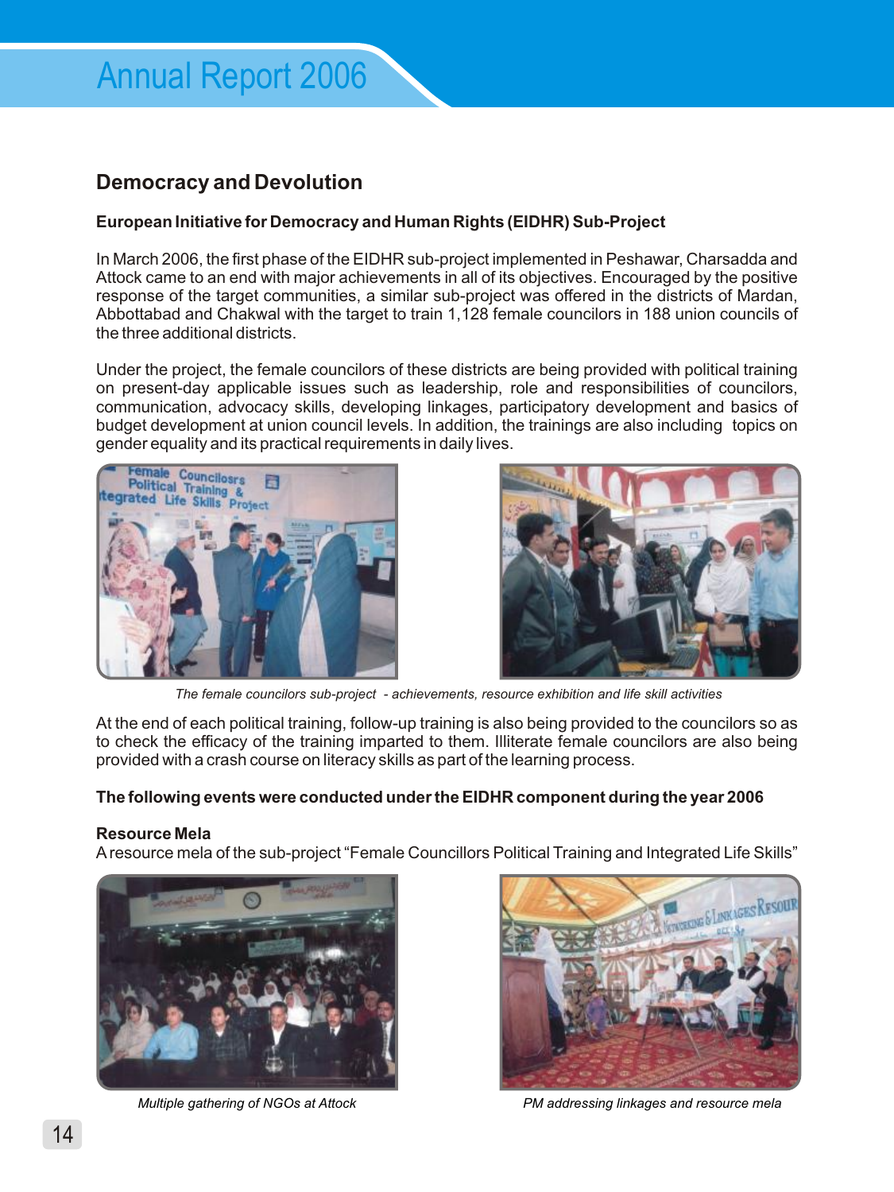## Democracy and Devolution

### European Initiative for Democracy and Human Rights (EIDHR) Sub-Project

In March 2006, the first phase of the EIDHR sub-project implemented in Peshawar, Charsadda and Attock came to an end with major achievements in all of its objectives. Encouraged by the positive response of the target communities, a similar sub-project was offered in the districts of Mardan, Abbottabad and Chakwal with the target to train 1,128 female councilors in 188 union councils of the three additional districts.

Under the project, the female councilors of these districts are being provided with political training on present-day applicable issues such as leadership, role and responsibilities of councilors, communication, advocacy skills, developing linkages, participatory development and basics of budget development at union council levels. In addition, the trainings are also including topics on gender equality and its practical requirements in daily lives.

*The female councilors sub-project - achievements, resource exhibition and life skill activities*

At the end of each political training, follow-up training is also being provided to the councilors so as to check the efficacy of the training imparted to them. Illiterate female councilors are also being provided with a crash course on literacy skills as part of the learning process.

### The following events were conducted under the EIDHR component during the year 2006

**Resource Mela**
A resource mela of the sub-project "Female Councillors Political Training and Integrated Life Skills"

*Multiple gathering of NGOs at Attock*

*PM addressing linkages and resource mela*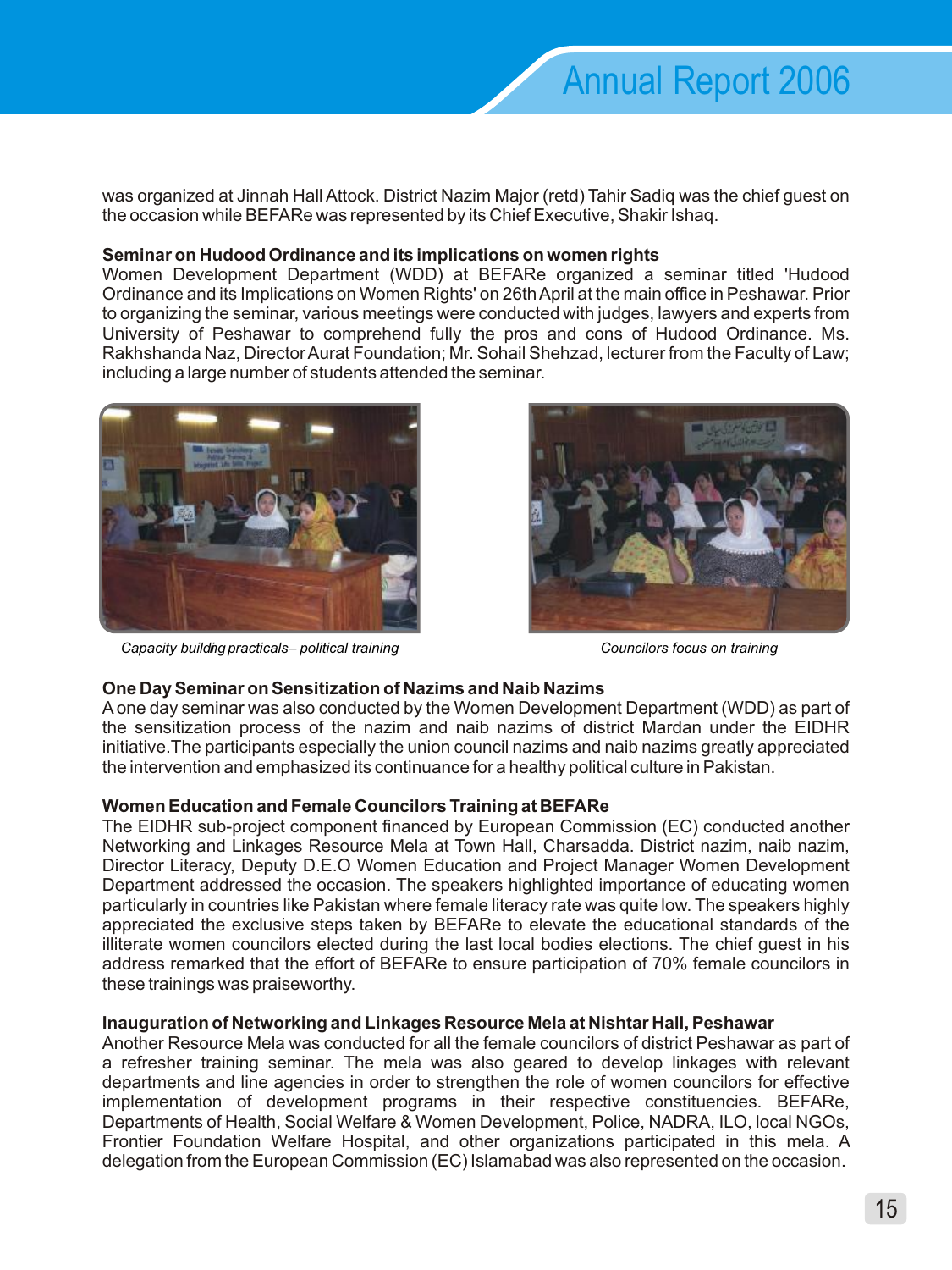was organized at Jinnah Hall Attock. District Nazim Major (retd) Tahir Sadiq was the chief guest on the occasion while BEFARe was represented by its Chief Executive, Shakir Ishaq.

**Seminar on Hudood Ordinance and its implications on women rights**

Women Development Department (WDD) at BEFARe organized a seminar titled 'Hudood Ordinance and its Implications on Women Rights' on 26th April at the main office in Peshawar. Prior to organizing the seminar, various meetings were conducted with judges, lawyers and experts from University of Peshawar to comprehend fully the pros and cons of Hudood Ordinance. Ms. Rakhshanda Naz, Director Aurat Foundation; Mr. Sohail Shehzad, lecturer from the Faculty of Law; including a large number of students attended the seminar.

*Capacity building practicals– political training*

*Councilors focus on training*

**One Day Seminar on Sensitization of Nazims and Naib Nazims**

A one day seminar was also conducted by the Women Development Department (WDD) as part of the sensitization process of the nazim and naib nazims of district Mardan under the EIDHR initiative.The participants especially the union council nazims and naib nazims greatly appreciated the intervention and emphasized its continuance for a healthy political culture in Pakistan.

**Women Education and Female Councilors Training at BEFARe**

The EIDHR sub-project component financed by European Commission (EC) conducted another Networking and Linkages Resource Mela at Town Hall, Charsadda. District nazim, naib nazim, Director Literacy, Deputy D.E.O Women Education and Project Manager Women Development Department addressed the occasion. The speakers highlighted importance of educating women particularly in countries like Pakistan where female literacy rate was quite low. The speakers highly appreciated the exclusive steps taken by BEFARe to elevate the educational standards of the illiterate women councilors elected during the last local bodies elections. The chief guest in his address remarked that the effort of BEFARe to ensure participation of 70% female councilors in these trainings was praiseworthy.

**Inauguration of Networking and Linkages Resource Mela at Nishtar Hall, Peshawar**

Another Resource Mela was conducted for all the female councilors of district Peshawar as part of a refresher training seminar. The mela was also geared to develop linkages with relevant departments and line agencies in order to strengthen the role of women councilors for effective implementation of development programs in their respective constituencies. BEFARe, Departments of Health, Social Welfare & Women Development, Police, NADRA, ILO, local NGOs, Frontier Foundation Welfare Hospital, and other organizations participated in this mela. A delegation from the European Commission (EC) Islamabad was also represented on the occasion.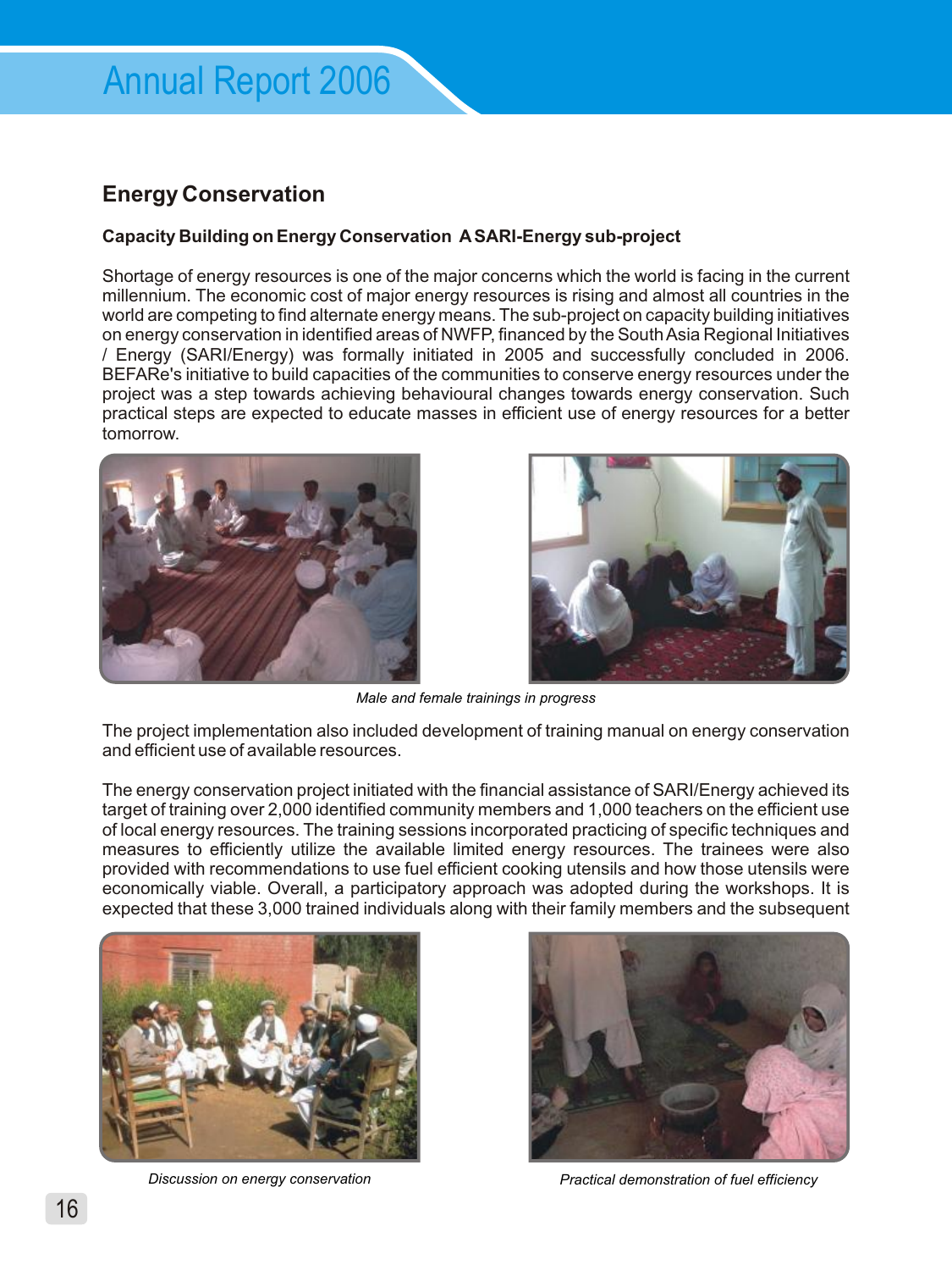## Energy Conservation

### Capacity Building on Energy Conservation A SARI-Energy sub-project

Shortage of energy resources is one of the major concerns which the world is facing in the current millennium. The economic cost of major energy resources is rising and almost all countries in the world are competing to find alternate energy means. The sub-project on capacity building initiatives on energy conservation in identified areas of NWFP, financed by the South Asia Regional Initiatives / Energy (SARI/Energy) was formally initiated in 2005 and successfully concluded in 2006. BEFARe's initiative to build capacities of the communities to conserve energy resources under the project was a step towards achieving behavioural changes towards energy conservation. Such practical steps are expected to educate masses in efficient use of energy resources for a better tomorrow.

*Male and female trainings in progress*

The project implementation also included development of training manual on energy conservation and efficient use of available resources.

The energy conservation project initiated with the financial assistance of SARI/Energy achieved its target of training over 2,000 identified community members and 1,000 teachers on the efficient use of local energy resources. The training sessions incorporated practicing of specific techniques and measures to efficiently utilize the available limited energy resources. The trainees were also provided with recommendations to use fuel efficient cooking utensils and how those utensils were economically viable. Overall, a participatory approach was adopted during the workshops. It is expected that these 3,000 trained individuals along with their family members and the subsequent

*Discussion on energy conservation*

*Practical demonstration of fuel efficiency*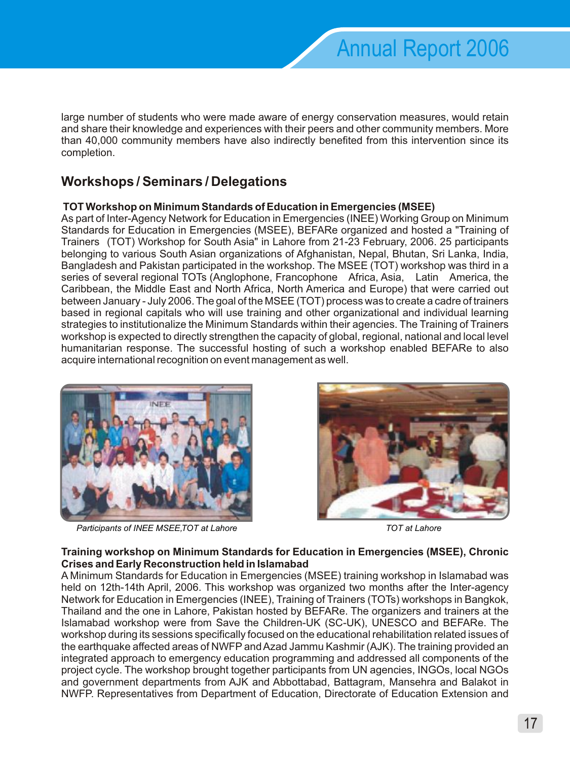large number of students who were made aware of energy conservation measures, would retain and share their knowledge and experiences with their peers and other community members. More than 40,000 community members have also indirectly benefited from this intervention since its completion.

## Workshops / Seminars / Delegations

**TOT Workshop on Minimum Standards of Education in Emergencies (MSEE)**

As part of Inter-Agency Network for Education in Emergencies (INEE) Working Group on Minimum Standards for Education in Emergencies (MSEE), BEFARe organized and hosted a "Training of Trainers (TOT) Workshop for South Asia" in Lahore from 21-23 February, 2006. 25 participants belonging to various South Asian organizations of Afghanistan, Nepal, Bhutan, Sri Lanka, India, Bangladesh and Pakistan participated in the workshop. The MSEE (TOT) workshop was third in a series of several regional TOTs (Anglophone, Francophone Africa, Asia, Latin America, the Caribbean, the Middle East and North Africa, North America and Europe) that were carried out between January - July 2006. The goal of the MSEE (TOT) process was to create a cadre of trainers based in regional capitals who will use training and other organizational and individual learning strategies to institutionalize the Minimum Standards within their agencies. The Training of Trainers workshop is expected to directly strengthen the capacity of global, regional, national and local level humanitarian response. The successful hosting of such a workshop enabled BEFARe to also acquire international recognition on event management as well.

*Participants of INEE MSEE,TOT at Lahore*

*TOT at Lahore*

**Training workshop on Minimum Standards for Education in Emergencies (MSEE), Chronic Crises and Early Reconstruction held in Islamabad**

A Minimum Standards for Education in Emergencies (MSEE) training workshop in Islamabad was held on 12th-14th April, 2006. This workshop was organized two months after the Inter-agency Network for Education in Emergencies (INEE), Training of Trainers (TOTs) workshops in Bangkok, Thailand and the one in Lahore, Pakistan hosted by BEFARe. The organizers and trainers at the Islamabad workshop were from Save the Children-UK (SC-UK), UNESCO and BEFARe. The workshop during its sessions specifically focused on the educational rehabilitation related issues of the earthquake affected areas of NWFP and Azad Jammu Kashmir (AJK). The training provided an integrated approach to emergency education programming and addressed all components of the project cycle. The workshop brought together participants from UN agencies, INGOs, local NGOs and government departments from AJK and Abbottabad, Battagram, Mansehra and Balakot in NWFP. Representatives from Department of Education, Directorate of Education Extension and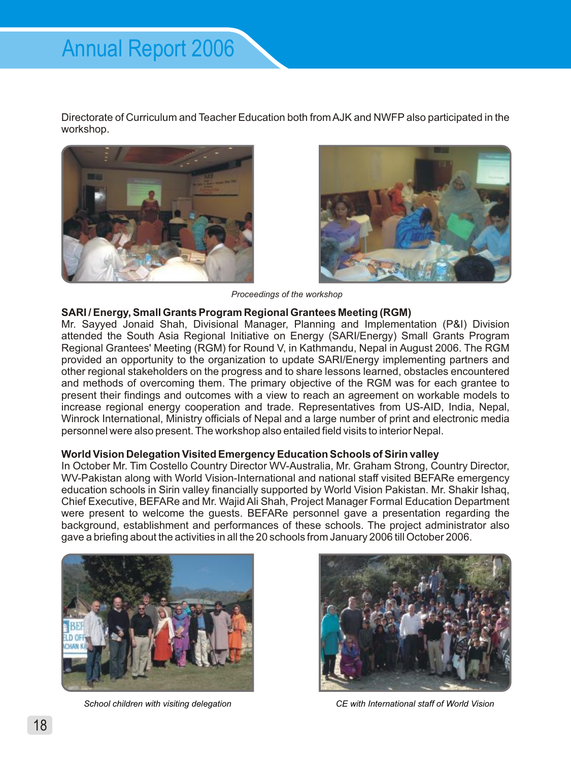Directorate of Curriculum and Teacher Education both from AJK and NWFP also participated in the workshop.

*Proceedings of the workshop*

**SARI / Energy, Small Grants Program Regional Grantees Meeting (RGM)**

Mr. Sayyed Jonaid Shah, Divisional Manager, Planning and Implementation (P&I) Division attended the South Asia Regional Initiative on Energy (SARI/Energy) Small Grants Program Regional Grantees' Meeting (RGM) for Round V, in Kathmandu, Nepal in August 2006. The RGM provided an opportunity to the organization to update SARI/Energy implementing partners and other regional stakeholders on the progress and to share lessons learned, obstacles encountered and methods of overcoming them. The primary objective of the RGM was for each grantee to present their findings and outcomes with a view to reach an agreement on workable models to increase regional energy cooperation and trade. Representatives from US-AID, India, Nepal, Winrock International, Ministry officials of Nepal and a large number of print and electronic media personnel were also present. The workshop also entailed field visits to interior Nepal.

**World Vision Delegation Visited Emergency Education Schools of Sirin valley**

In October Mr. Tim Costello Country Director WV-Australia, Mr. Graham Strong, Country Director, WV-Pakistan along with World Vision-International and national staff visited BEFARe emergency education schools in Sirin valley financially supported by World Vision Pakistan. Mr. Shakir Ishaq, Chief Executive, BEFARe and Mr. Wajid Ali Shah, Project Manager Formal Education Department were present to welcome the guests. BEFARe personnel gave a presentation regarding the background, establishment and performances of these schools. The project administrator also gave a briefing about the activities in all the 20 schools from January 2006 till October 2006.

*School children with visiting delegation*

*CE with International staff of World Vision*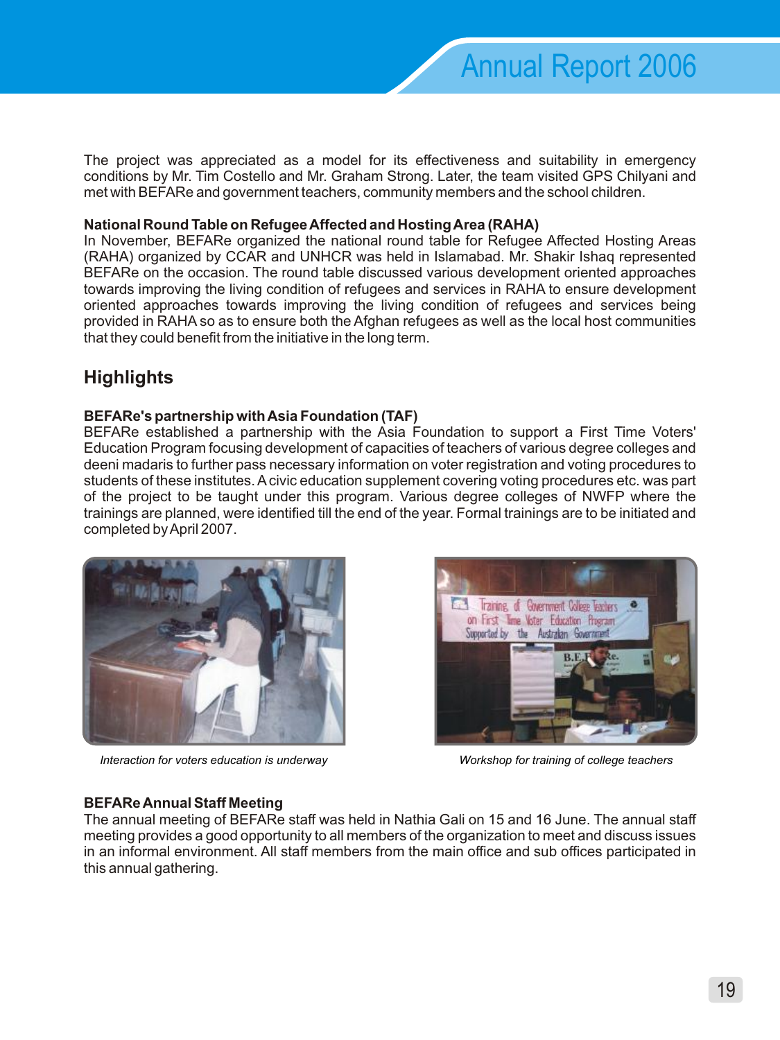The project was appreciated as a model for its effectiveness and suitability in emergency conditions by Mr. Tim Costello and Mr. Graham Strong. Later, the team visited GPS Chilyani and met with BEFARe and government teachers, community members and the school children.

**National Round Table on Refugee Affected and Hosting Area (RAHA)**

In November, BEFARe organized the national round table for Refugee Affected Hosting Areas (RAHA) organized by CCAR and UNHCR was held in Islamabad. Mr. Shakir Ishaq represented BEFARe on the occasion. The round table discussed various development oriented approaches towards improving the living condition of refugees and services in RAHA to ensure development oriented approaches towards improving the living condition of refugees and services being provided in RAHA so as to ensure both the Afghan refugees as well as the local host communities that they could benefit from the initiative in the long term.

## Highlights

**BEFARe's partnership with Asia Foundation (TAF)**

BEFARe established a partnership with the Asia Foundation to support a First Time Voters' Education Program focusing development of capacities of teachers of various degree colleges and deeni madaris to further pass necessary information on voter registration and voting procedures to students of these institutes. A civic education supplement covering voting procedures etc. was part of the project to be taught under this program. Various degree colleges of NWFP where the trainings are planned, were identified till the end of the year. Formal trainings are to be initiated and completed by April 2007.

*Interaction for voters education is underway*

*Workshop for training of college teachers*

**BEFARe Annual Staff Meeting**

The annual meeting of BEFARe staff was held in Nathia Gali on 15 and 16 June. The annual staff meeting provides a good opportunity to all members of the organization to meet and discuss issues in an informal environment. All staff members from the main office and sub offices participated in this annual gathering.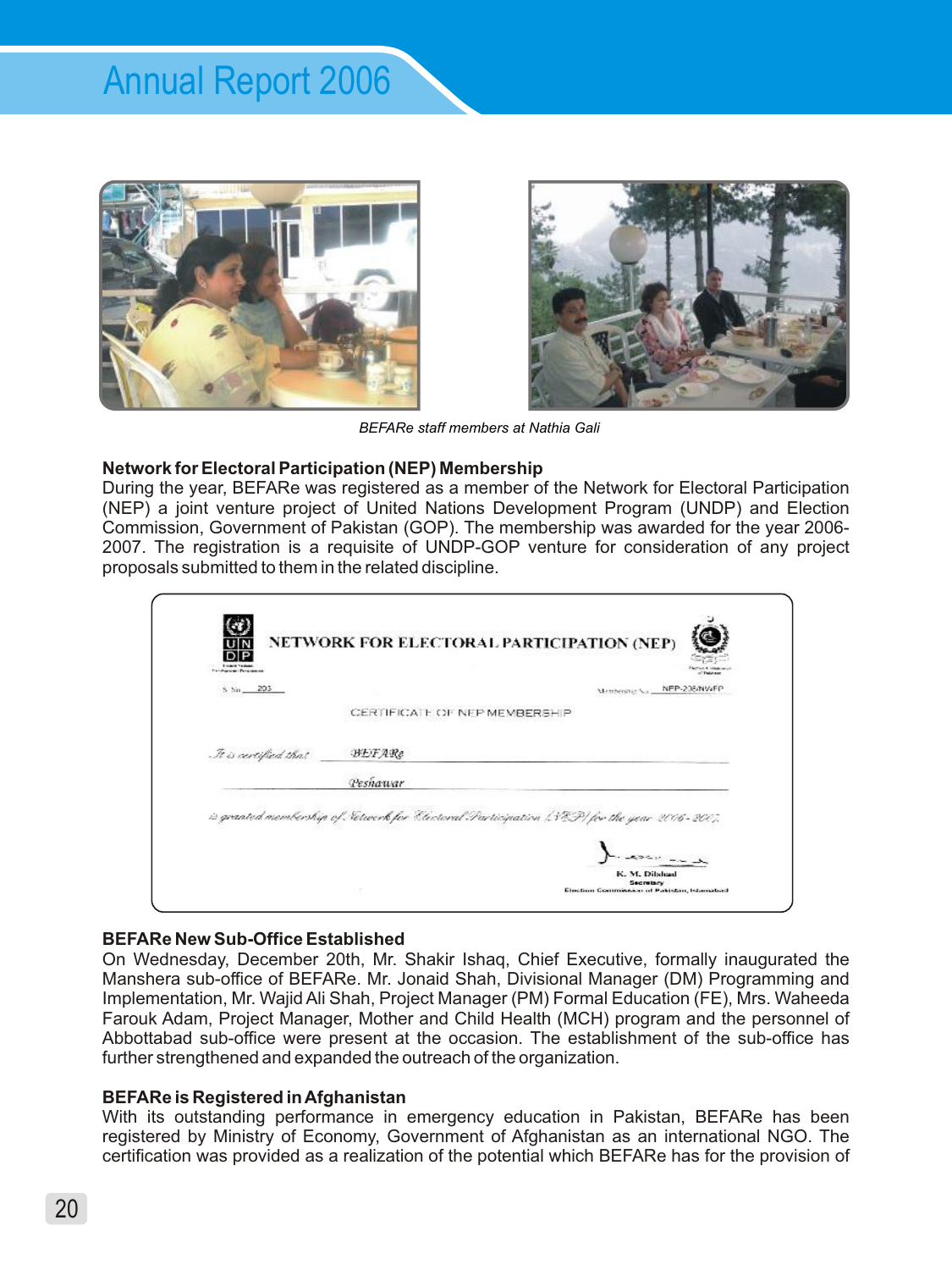BEFARe staff members at Nathia Gali

**Network for Electoral Participation (NEP) Membership**

During the year, BEFARe was registered as a member of the Network for Electoral Participation (NEP) a joint venture project of United Nations Development Program (UNDP) and Election Commission, Government of Pakistan (GOP). The membership was awarded for the year 2006-2007. The registration is a requisite of UNDP-GOP venture for consideration of any project proposals submitted to them in the related discipline.

**BEFARe New Sub-Office Established**

On Wednesday, December 20th, Mr. Shakir Ishaq, Chief Executive, formally inaugurated the Manshera sub-office of BEFARe. Mr. Jonaid Shah, Divisional Manager (DM) Programming and Implementation, Mr. Wajid Ali Shah, Project Manager (PM) Formal Education (FE), Mrs. Waheeda Farouk Adam, Project Manager, Mother and Child Health (MCH) program and the personnel of Abbottabad sub-office were present at the occasion. The establishment of the sub-office has further strengthened and expanded the outreach of the organization.

**BEFARe is Registered in Afghanistan**

With its outstanding performance in emergency education in Pakistan, BEFARe has been registered by Ministry of Economy, Government of Afghanistan as an international NGO. The certification was provided as a realization of the potential which BEFARe has for the provision of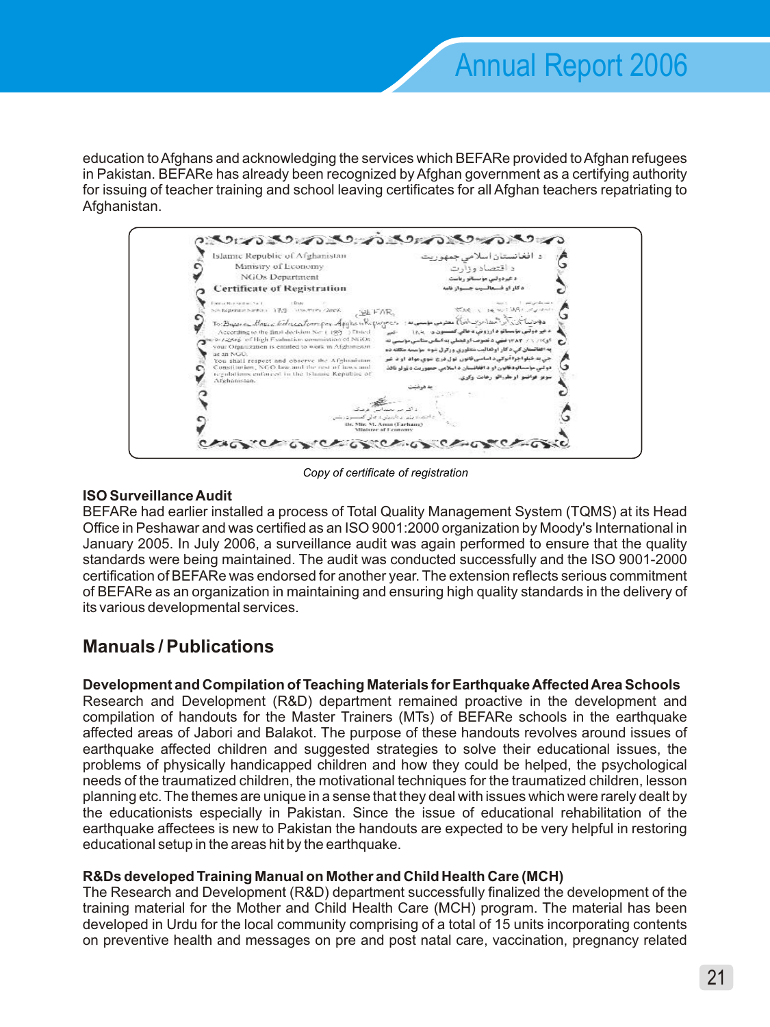education to Afghans and acknowledging the services which BEFARe provided to Afghan refugees in Pakistan. BEFARe has already been recognized by Afghan government as a certifying authority for issuing of teacher training and school leaving certificates for all Afghan teachers repatriating to Afghanistan.

*Copy of certificate of registration*

**ISO Surveillance Audit**

BEFARe had earlier installed a process of Total Quality Management System (TQMS) at its Head Office in Peshawar and was certified as an ISO 9001:2000 organization by Moody's International in January 2005. In July 2006, a surveillance audit was again performed to ensure that the quality standards were being maintained. The audit was conducted successfully and the ISO 9001-2000 certification of BEFARe was endorsed for another year. The extension reflects serious commitment of BEFARe as an organization in maintaining and ensuring high quality standards in the delivery of its various developmental services.

## Manuals / Publications

**Development and Compilation of Teaching Materials for Earthquake Affected Area Schools**

Research and Development (R&D) department remained proactive in the development and compilation of handouts for the Master Trainers (MTs) of BEFARe schools in the earthquake affected areas of Jabori and Balakot. The purpose of these handouts revolves around issues of earthquake affected children and suggested strategies to solve their educational issues, the problems of physically handicapped children and how they could be helped, the psychological needs of the traumatized children, the motivational techniques for the traumatized children, lesson planning etc. The themes are unique in a sense that they deal with issues which were rarely dealt by the educationists especially in Pakistan. Since the issue of educational rehabilitation of the earthquake affectees is new to Pakistan the handouts are expected to be very helpful in restoring educational setup in the areas hit by the earthquake.

**R&Ds developed Training Manual on Mother and Child Health Care (MCH)**

The Research and Development (R&D) department successfully finalized the development of the training material for the Mother and Child Health Care (MCH) program. The material has been developed in Urdu for the local community comprising of a total of 15 units incorporating contents on preventive health and messages on pre and post natal care, vaccination, pregnancy related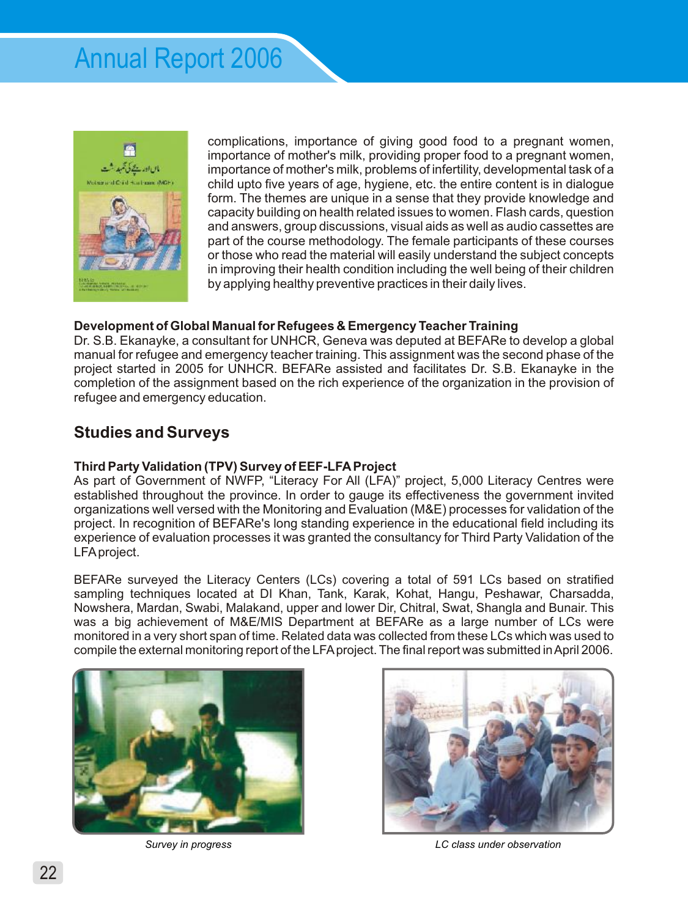complications, importance of giving good food to a pregnant women, importance of mother's milk, providing proper food to a pregnant women, importance of mother's milk, problems of infertility, developmental task of a child upto five years of age, hygiene, etc. the entire content is in dialogue form. The themes are unique in a sense that they provide knowledge and capacity building on health related issues to women. Flash cards, question and answers, group discussions, visual aids as well as audio cassettes are part of the course methodology. The female participants of these courses or those who read the material will easily understand the subject concepts in improving their health condition including the well being of their children by applying healthy preventive practices in their daily lives.

**Development of Global Manual for Refugees & Emergency Teacher Training**

Dr. S.B. Ekanayke, a consultant for UNHCR, Geneva was deputed at BEFARe to develop a global manual for refugee and emergency teacher training. This assignment was the second phase of the project started in 2005 for UNHCR. BEFARe assisted and facilitates Dr. S.B. Ekanayke in the completion of the assignment based on the rich experience of the organization in the provision of refugee and emergency education.

## Studies and Surveys

**Third Party Validation (TPV) Survey of EEF-LFA Project**

As part of Government of NWFP, “Literacy For All (LFA)” project, 5,000 Literacy Centres were established throughout the province. In order to gauge its effectiveness the government invited organizations well versed with the Monitoring and Evaluation (M&E) processes for validation of the project. In recognition of BEFARe's long standing experience in the educational field including its experience of evaluation processes it was granted the consultancy for Third Party Validation of the LFA project.

BEFARe surveyed the Literacy Centers (LCs) covering a total of 591 LCs based on stratified sampling techniques located at DI Khan, Tank, Karak, Kohat, Hangu, Peshawar, Charsadda, Nowshera, Mardan, Swabi, Malakand, upper and lower Dir, Chitral, Swat, Shangla and Bunair. This was a big achievement of M&E/MIS Department at BEFARe as a large number of LCs were monitored in a very short span of time. Related data was collected from these LCs which was used to compile the external monitoring report of the LFA project. The final report was submitted in April 2006.

*Survey in progress*

*LC class under observation*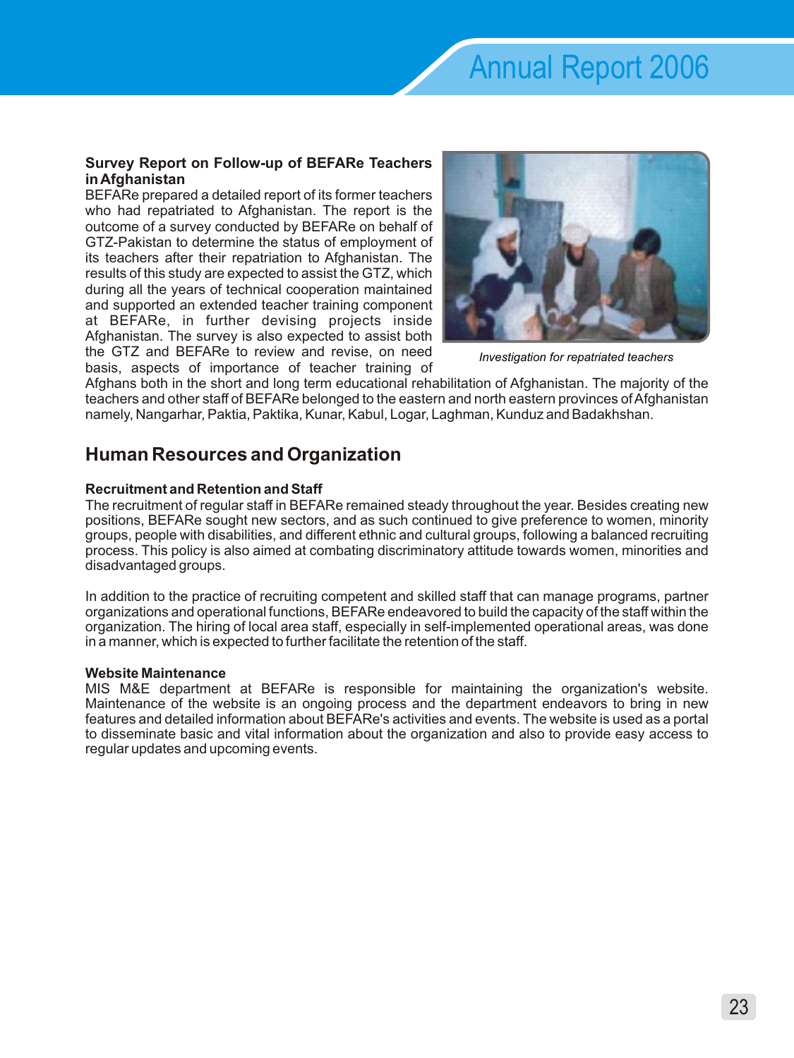### Survey Report on Follow-up of BEFARe Teachers in Afghanistan

BEFARe prepared a detailed report of its former teachers who had repatriated to Afghanistan. The report is the outcome of a survey conducted by BEFARe on behalf of GTZ-Pakistan to determine the status of employment of its teachers after their repatriation to Afghanistan. The results of this study are expected to assist the GTZ, which during all the years of technical cooperation maintained and supported an extended teacher training component at BEFARe, in further devising projects inside Afghanistan. The survey is also expected to assist both the GTZ and BEFARe to review and revise, on need basis, aspects of importance of teacher training of Afghans both in the short and long term educational rehabilitation of Afghanistan. The majority of the teachers and other staff of BEFARe belonged to the eastern and north eastern provinces of Afghanistan namely, Nangarhar, Paktia, Paktika, Kunar, Kabul, Logar, Laghman, Kunduz and Badakhshan.

*Investigation for repatriated teachers*

## Human Resources and Organization

### Recruitment and Retention and Staff

The recruitment of regular staff in BEFARe remained steady throughout the year. Besides creating new positions, BEFARe sought new sectors, and as such continued to give preference to women, minority groups, people with disabilities, and different ethnic and cultural groups, following a balanced recruiting process. This policy is also aimed at combating discriminatory attitude towards women, minorities and disadvantaged groups.

In addition to the practice of recruiting competent and skilled staff that can manage programs, partner organizations and operational functions, BEFARe endeavored to build the capacity of the staff within the organization. The hiring of local area staff, especially in self-implemented operational areas, was done in a manner, which is expected to further facilitate the retention of the staff.

### Website Maintenance

MIS M&E department at BEFARe is responsible for maintaining the organization's website. Maintenance of the website is an ongoing process and the department endeavors to bring in new features and detailed information about BEFARe's activities and events. The website is used as a portal to disseminate basic and vital information about the organization and also to provide easy access to regular updates and upcoming events.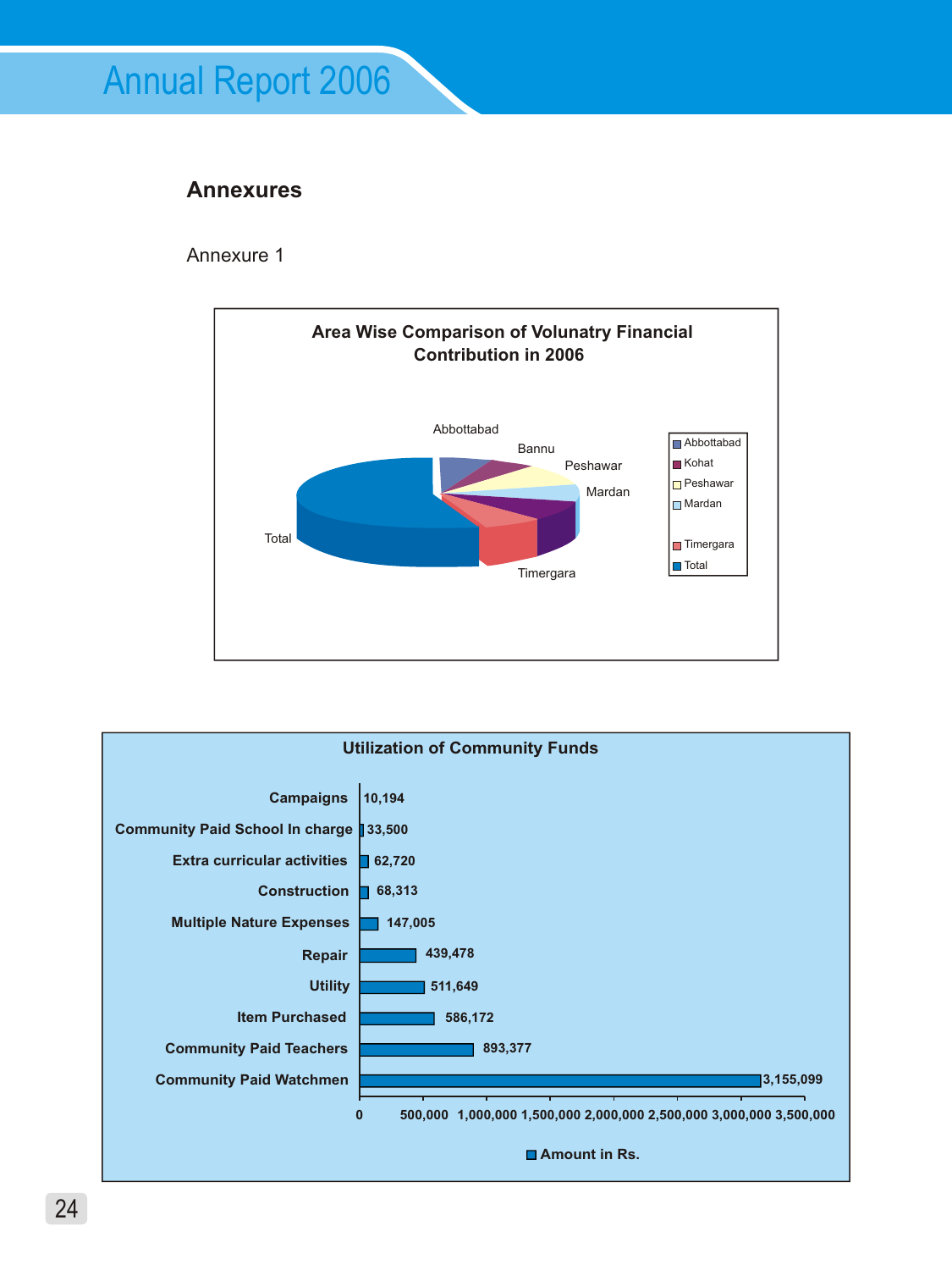## Annexures

Annexure 1

**Area Wise Comparison of Volunatry Financial Contribution in 2006**

Abbottabad, Bannu, Peshawar, Mardan, Timergara, Total

Legend: Abbottabad, Kohat, Peshawar, Mardan, Timergara, Total

**Utilization of Community Funds**

| Item | Amount in Rs. |
|---|---|
| Campaigns | 10,194 |
| Community Paid School In charge | 33,500 |
| Extra curricular activities | 62,720 |
| Construction | 68,313 |
| Multiple Nature Expenses | 147,005 |
| Repair | 439,478 |
| Utility | 511,649 |
| Item Purchased | 586,172 |
| Community Paid Teachers | 893,377 |
| Community Paid Watchmen | 3,155,099 |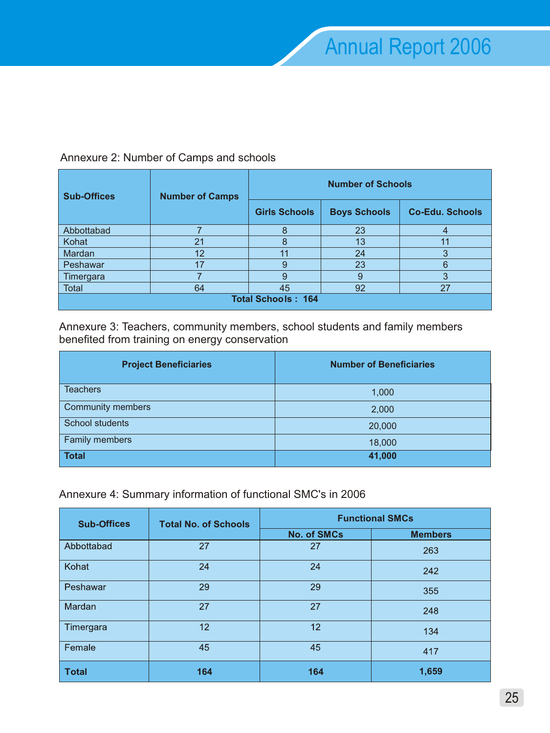Annexure 2: Number of Camps and schools

| Sub-Offices | Number of Camps | Number of Schools | | |
|---|---|---|---|---|
| | | Girls Schools | Boys Schools | Co-Edu. Schools |
| Abbottabad | 7 | 8 | 23 | 4 |
| Kohat | 21 | 8 | 13 | 11 |
| Mardan | 12 | 11 | 24 | 3 |
| Peshawar | 17 | 9 | 23 | 6 |
| Timergara | 7 | 9 | 9 | 3 |
| Total | 64 | 45 | 92 | 27 |
| **Total Schools : 164** | | | | |

Annexure 3: Teachers, community members, school students and family members benefited from training on energy conservation

| Project Beneficiaries | Number of Beneficiaries |
|---|---|
| Teachers | 1,000 |
| Community members | 2,000 |
| School students | 20,000 |
| Family members | 18,000 |
| **Total** | **41,000** |

Annexure 4: Summary information of functional SMC's in 2006

| Sub-Offices | Total No. of Schools | Functional SMCs | |
|---|---|---|---|
| | | No. of SMCs | Members |
| Abbottabad | 27 | 27 | 263 |
| Kohat | 24 | 24 | 242 |
| Peshawar | 29 | 29 | 355 |
| Mardan | 27 | 27 | 248 |
| Timergara | 12 | 12 | 134 |
| Female | 45 | 45 | 417 |
| **Total** | **164** | **164** | **1,659** |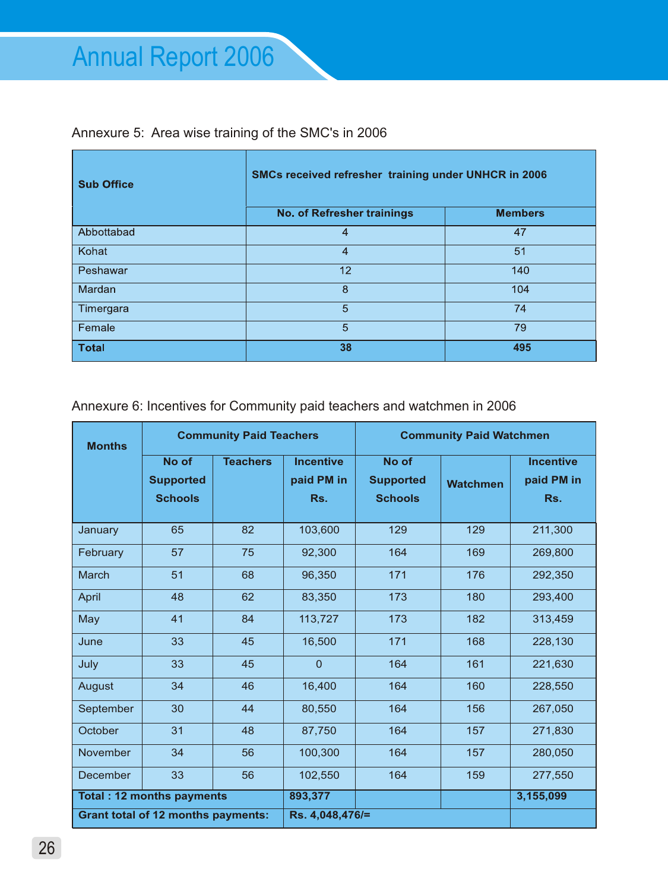Annexure 5: Area wise training of the SMC's in 2006

| Sub Office | SMCs received refresher training under UNHCR in 2006 | |
|---|---|---|
| | No. of Refresher trainings | Members |
| Abbottabad | 4 | 47 |
| Kohat | 4 | 51 |
| Peshawar | 12 | 140 |
| Mardan | 8 | 104 |
| Timergara | 5 | 74 |
| Female | 5 | 79 |
| **Total** | **38** | **495** |

Annexure 6: Incentives for Community paid teachers and watchmen in 2006

| Months | Community Paid Teachers | | | Community Paid Watchmen | | |
|---|---|---|---|---|---|---|
| | No of Supported Schools | Teachers | Incentive paid PM in Rs. | No of Supported Schools | Watchmen | Incentive paid PM in Rs. |
| January | 65 | 82 | 103,600 | 129 | 129 | 211,300 |
| February | 57 | 75 | 92,300 | 164 | 169 | 269,800 |
| March | 51 | 68 | 96,350 | 171 | 176 | 292,350 |
| April | 48 | 62 | 83,350 | 173 | 180 | 293,400 |
| May | 41 | 84 | 113,727 | 173 | 182 | 313,459 |
| June | 33 | 45 | 16,500 | 171 | 168 | 228,130 |
| July | 33 | 45 | 0 | 164 | 161 | 221,630 |
| August | 34 | 46 | 16,400 | 164 | 160 | 228,550 |
| September | 30 | 44 | 80,550 | 164 | 156 | 267,050 |
| October | 31 | 48 | 87,750 | 164 | 157 | 271,830 |
| November | 34 | 56 | 100,300 | 164 | 157 | 280,050 |
| December | 33 | 56 | 102,550 | 164 | 159 | 277,550 |
| **Total : 12 months payments** | | | **893,377** | | | **3,155,099** |
| **Grant total of 12 months payments:** | | | **Rs. 4,048,476/=** | | | |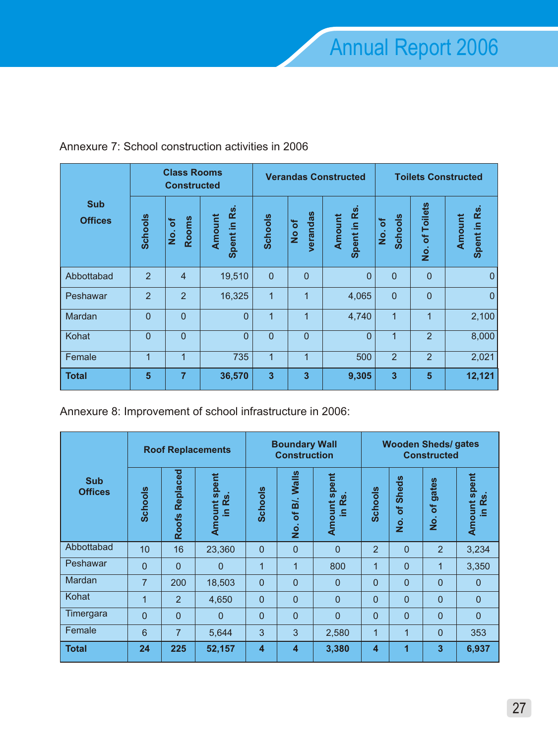Annexure 7: School construction activities in 2006

| Sub Offices | Class Rooms Constructed | | | Verandas Constructed | | | Toilets Constructed | | |
|---|---|---|---|---|---|---|---|---|---|
| | Schools | No. of Rooms | Amount Spent in Rs. | Schools | No of verandas | Amount Spent in Rs. | No. of Schools | No. of Toilets | Amount Spent in Rs. |
| Abbottabad | 2 | 4 | 19,510 | 0 | 0 | 0 | 0 | 0 | 0 |
| Peshawar | 2 | 2 | 16,325 | 1 | 1 | 4,065 | 0 | 0 | 0 |
| Mardan | 0 | 0 | 0 | 1 | 1 | 4,740 | 1 | 1 | 2,100 |
| Kohat | 0 | 0 | 0 | 0 | 0 | 0 | 1 | 2 | 8,000 |
| Female | 1 | 1 | 735 | 1 | 1 | 500 | 2 | 2 | 2,021 |
| **Total** | **5** | **7** | **36,570** | **3** | **3** | **9,305** | **3** | **5** | **12,121** |

Annexure 8: Improvement of school infrastructure in 2006:

| Sub Offices | Roof Replacements | | | Boundary Wall Construction | | | Wooden Sheds/ gates Constructed | | | |
|---|---|---|---|---|---|---|---|---|---|---|
| | Schools | Roofs Replaced | Amount spent in Rs. | Schools | No. of B/. Walls | Amount spent in Rs. | Schools | No. of Sheds | No. of gates | Amount spent in Rs. |
| Abbottabad | 10 | 16 | 23,360 | 0 | 0 | 0 | 2 | 0 | 2 | 3,234 |
| Peshawar | 0 | 0 | 0 | 1 | 1 | 800 | 1 | 0 | 1 | 3,350 |
| Mardan | 7 | 200 | 18,503 | 0 | 0 | 0 | 0 | 0 | 0 | 0 |
| Kohat | 1 | 2 | 4,650 | 0 | 0 | 0 | 0 | 0 | 0 | 0 |
| Timergara | 0 | 0 | 0 | 0 | 0 | 0 | 0 | 0 | 0 | 0 |
| Female | 6 | 7 | 5,644 | 3 | 3 | 2,580 | 1 | 1 | 0 | 353 |
| **Total** | **24** | **225** | **52,157** | **4** | **4** | **3,380** | **4** | **1** | **3** | **6,937** |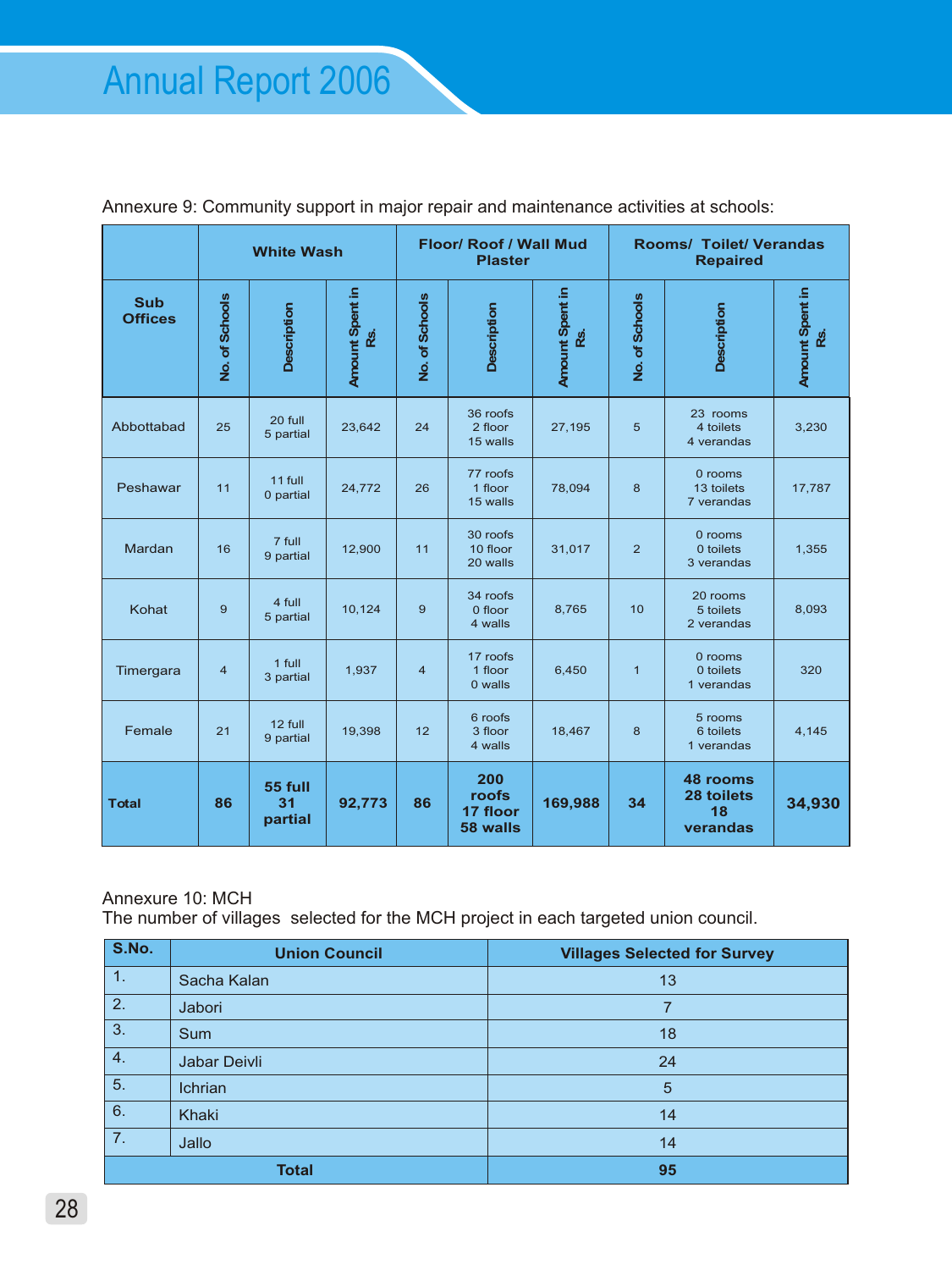Annexure 9: Community support in major repair and maintenance activities at schools:

| Sub Offices | White Wash | | | Floor/ Roof / Wall Mud Plaster | | | Rooms/ Toilet/ Verandas Repaired | | |
|---|---|---|---|---|---|---|---|---|---|
| | No. of Schools | Description | Amount Spent in Rs. | No. of Schools | Description | Amount Spent in Rs. | No. of Schools | Description | Amount Spent in Rs. |
| Abbottabad | 25 | 20 full 5 partial | 23,642 | 24 | 36 roofs 2 floor 15 walls | 27,195 | 5 | 23 rooms 4 toilets 4 verandas | 3,230 |
| Peshawar | 11 | 11 full 0 partial | 24,772 | 26 | 77 roofs 1 floor 15 walls | 78,094 | 8 | 0 rooms 13 toilets 7 verandas | 17,787 |
| Mardan | 16 | 7 full 9 partial | 12,900 | 11 | 30 roofs 10 floor 20 walls | 31,017 | 2 | 0 rooms 0 toilets 3 verandas | 1,355 |
| Kohat | 9 | 4 full 5 partial | 10,124 | 9 | 34 roofs 0 floor 4 walls | 8,765 | 10 | 20 rooms 5 toilets 2 verandas | 8,093 |
| Timergara | 4 | 1 full 3 partial | 1,937 | 4 | 17 roofs 1 floor 0 walls | 6,450 | 1 | 0 rooms 0 toilets 1 verandas | 320 |
| Female | 21 | 12 full 9 partial | 19,398 | 12 | 6 roofs 3 floor 4 walls | 18,467 | 8 | 5 rooms 6 toilets 1 verandas | 4,145 |
| **Total** | **86** | **55 full 31 partial** | **92,773** | **86** | **200 roofs 17 floor 58 walls** | **169,988** | **34** | **48 rooms 28 toilets 18 verandas** | **34,930** |

Annexure 10: MCH
The number of villages selected for the MCH project in each targeted union council.

| S.No. | Union Council | Villages Selected for Survey |
|---|---|---|
| 1. | Sacha Kalan | 13 |
| 2. | Jabori | 7 |
| 3. | Sum | 18 |
| 4. | Jabar Deivli | 24 |
| 5. | Ichrian | 5 |
| 6. | Khaki | 14 |
| 7. | Jallo | 14 |
| **Total** | | **95** |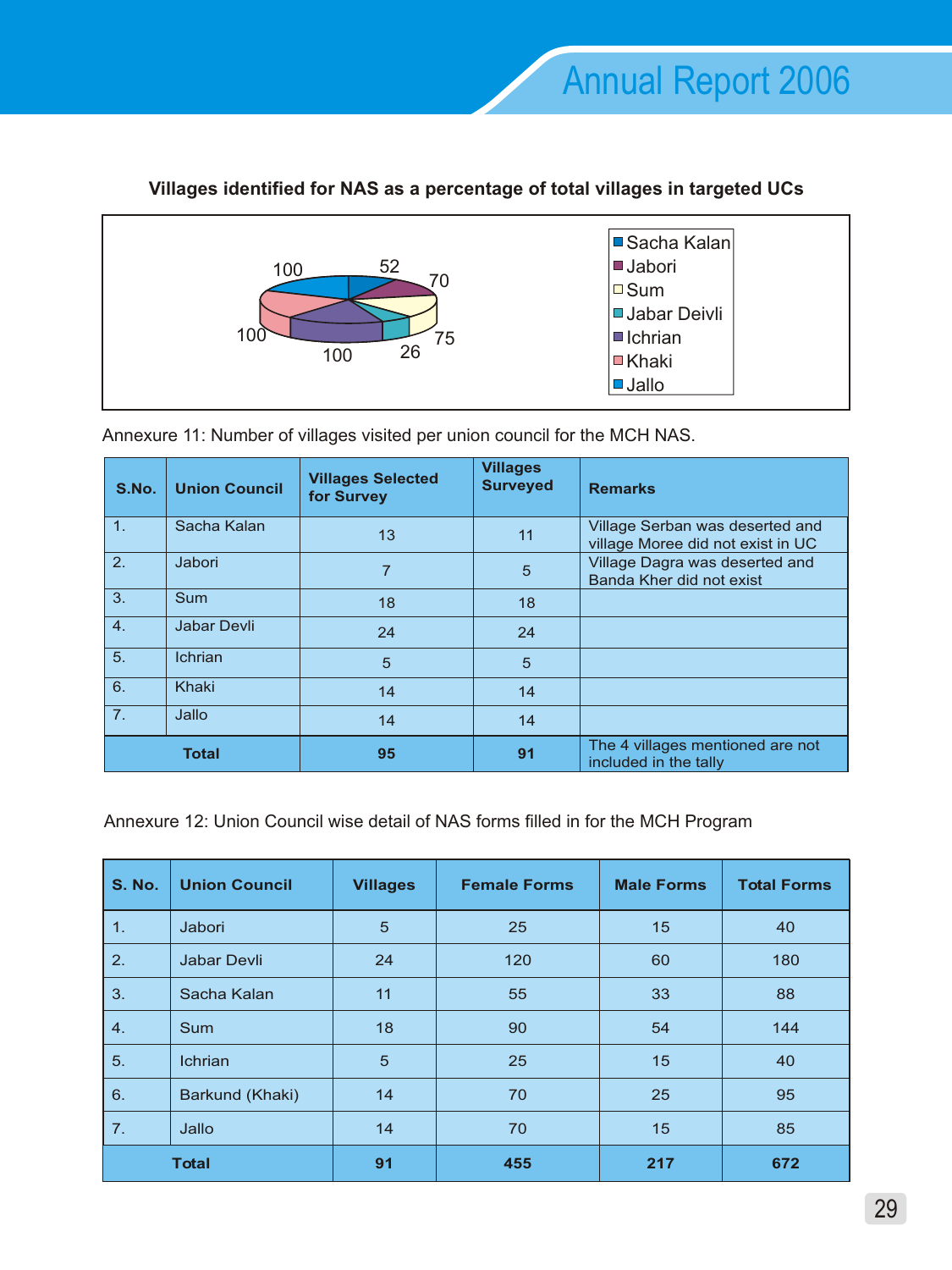**Villages identified for NAS as a percentage of total villages in targeted UCs**

| Union Council | Percentage |
|---|---|
| Sacha Kalan | 52 |
| Jabori | 70 |
| Sum | 75 |
| Jabar Deivli | 26 |
| Ichrian | 100 |
| Khaki | 100 |
| Jallo | 100 |

Annexure 11: Number of villages visited per union council for the MCH NAS.

| S.No. | Union Council | Villages Selected for Survey | Villages Surveyed | Remarks |
|---|---|---|---|---|
| 1. | Sacha Kalan | 13 | 11 | Village Serban was deserted and village Moree did not exist in UC |
| 2. | Jabori | 7 | 5 | Village Dagra was deserted and Banda Kher did not exist |
| 3. | Sum | 18 | 18 | |
| 4. | Jabar Devli | 24 | 24 | |
| 5. | Ichrian | 5 | 5 | |
| 6. | Khaki | 14 | 14 | |
| 7. | Jallo | 14 | 14 | |
| **Total** | | **95** | **91** | The 4 villages mentioned are not included in the tally |

Annexure 12: Union Council wise detail of NAS forms filled in for the MCH Program

| S. No. | Union Council | Villages | Female Forms | Male Forms | Total Forms |
|---|---|---|---|---|---|
| 1. | Jabori | 5 | 25 | 15 | 40 |
| 2. | Jabar Devli | 24 | 120 | 60 | 180 |
| 3. | Sacha Kalan | 11 | 55 | 33 | 88 |
| 4. | Sum | 18 | 90 | 54 | 144 |
| 5. | Ichrian | 5 | 25 | 15 | 40 |
| 6. | Barkund (Khaki) | 14 | 70 | 25 | 95 |
| 7. | Jallo | 14 | 70 | 15 | 85 |
| **Total** | | **91** | **455** | **217** | **672** |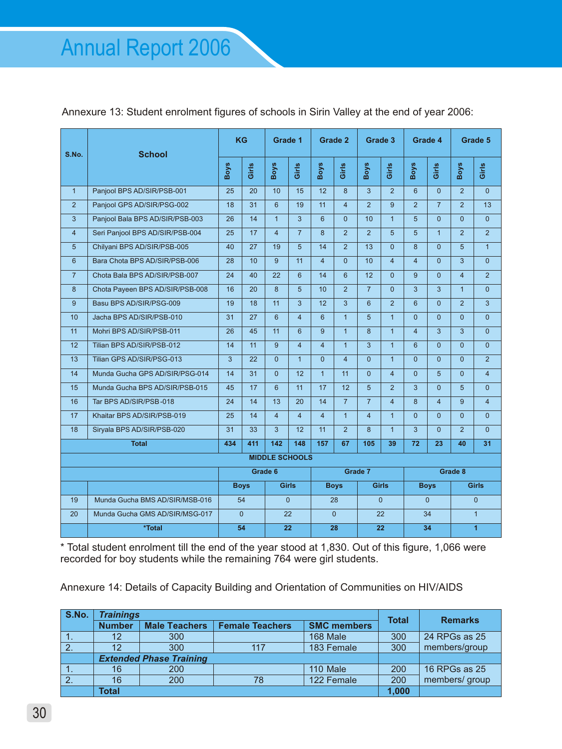Annexure 13: Student enrolment figures of schools in Sirin Valley at the end of year 2006:

| S.No. | School | KG | | Grade 1 | | Grade 2 | | Grade 3 | | Grade 4 | | Grade 5 | |
|---|---|---|---|---|---|---|---|---|---|---|---|---|---|
| | | Boys | Girls | Boys | Girls | Boys | Girls | Boys | Girls | Boys | Girls | Boys | Girls |
| 1 | Panjool BPS AD/SIR/PSB-001 | 25 | 20 | 10 | 15 | 12 | 8 | 3 | 2 | 6 | 0 | 2 | 0 |
| 2 | Panjool GPS AD/SIR/PSG-002 | 18 | 31 | 6 | 19 | 11 | 4 | 2 | 9 | 2 | 7 | 2 | 13 |
| 3 | Panjool Bala BPS AD/SIR/PSB-003 | 26 | 14 | 1 | 3 | 6 | 0 | 10 | 1 | 5 | 0 | 0 | 0 |
| 4 | Seri Panjool BPS AD/SIR/PSB-004 | 25 | 17 | 4 | 7 | 8 | 2 | 2 | 5 | 5 | 1 | 2 | 2 |
| 5 | Chilyani BPS AD/SIR/PSB-005 | 40 | 27 | 19 | 5 | 14 | 2 | 13 | 0 | 8 | 0 | 5 | 1 |
| 6 | Bara Chota BPS AD/SIR/PSB-006 | 28 | 10 | 9 | 11 | 4 | 0 | 10 | 4 | 4 | 0 | 3 | 0 |
| 7 | Chota Bala BPS AD/SIR/PSB-007 | 24 | 40 | 22 | 6 | 14 | 6 | 12 | 0 | 9 | 0 | 4 | 2 |
| 8 | Chota Payeen BPS AD/SIR/PSB-008 | 16 | 20 | 8 | 5 | 10 | 2 | 7 | 0 | 3 | 3 | 1 | 0 |
| 9 | Basu BPS AD/SIR/PSG-009 | 19 | 18 | 11 | 3 | 12 | 3 | 6 | 2 | 6 | 0 | 2 | 3 |
| 10 | Jacha BPS AD/SIR/PSB-010 | 31 | 27 | 6 | 4 | 6 | 1 | 5 | 1 | 0 | 0 | 0 | 0 |
| 11 | Mohri BPS AD/SIR/PSB-011 | 26 | 45 | 11 | 6 | 9 | 1 | 8 | 1 | 4 | 3 | 3 | 0 |
| 12 | Tilian BPS AD/SIR/PSB-012 | 14 | 11 | 9 | 4 | 4 | 1 | 3 | 1 | 6 | 0 | 0 | 0 |
| 13 | Tilian GPS AD/SIR/PSG-013 | 3 | 22 | 0 | 1 | 0 | 4 | 0 | 1 | 0 | 0 | 0 | 2 |
| 14 | Munda Gucha GPS AD/SIR/PSG-014 | 14 | 31 | 0 | 12 | 1 | 11 | 0 | 4 | 0 | 5 | 0 | 4 |
| 15 | Munda Gucha BPS AD/SIR/PSB-015 | 45 | 17 | 6 | 11 | 17 | 12 | 5 | 2 | 3 | 0 | 5 | 0 |
| 16 | Tar BPS AD/SIR/PSB-018 | 24 | 14 | 13 | 20 | 14 | 7 | 7 | 4 | 8 | 4 | 9 | 4 |
| 17 | Khaitar BPS AD/SIR/PSB-019 | 25 | 14 | 4 | 4 | 4 | 1 | 4 | 1 | 0 | 0 | 0 | 0 |
| 18 | Siryala BPS AD/SIR/PSB-020 | 31 | 33 | 3 | 12 | 11 | 2 | 8 | 1 | 3 | 0 | 2 | 0 |
| **Total** | | **434** | **411** | **142** | **148** | **157** | **67** | **105** | **39** | **72** | **23** | **40** | **31** |

**MIDDLE SCHOOLS**

| S.No. | School | Grade 6 | | Grade 7 | | Grade 8 | |
|---|---|---|---|---|---|---|---|
| | | Boys | Girls | Boys | Girls | Boys | Girls |
| 19 | Munda Gucha BMS AD/SIR/MSB-016 | 54 | 0 | 28 | 0 | 0 | 0 |
| 20 | Munda Gucha GMS AD/SIR/MSG-017 | 0 | 22 | 0 | 22 | 34 | 1 |
| | ***Total** | **54** | **22** | **28** | **22** | **34** | **1** |

\* Total student enrolment till the end of the year stood at 1,830. Out of this figure, 1,066 were recorded for boy students while the remaining 764 were girl students.

Annexure 14: Details of Capacity Building and Orientation of Communities on HIV/AIDS

| S.No. | *Trainings* | | | | Total | Remarks |
|---|---|---|---|---|---|---|
| | **Number** | **Male Teachers** | **Female Teachers** | **SMC members** | | |
| 1. | 12 | 300 | | 168 Male | 300 | 24 RPGs as 25 members/group |
| 2. | 12 | 300 | 117 | 183 Female | 300 | |
| | ***Extended Phase Training*** | | | | | |
| 1. | 16 | 200 | | 110 Male | 200 | 16 RPGs as 25 members/ group |
| 2. | 16 | 200 | 78 | 122 Female | 200 | |
| | **Total** | | | | **1,000** | |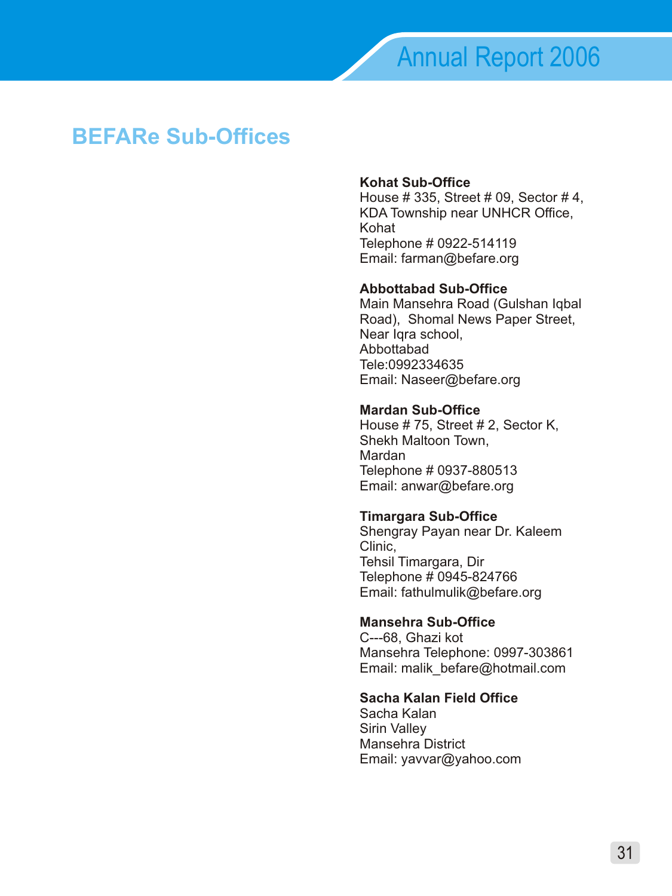## BEFARe Sub-Offices

**Kohat Sub-Office**
House # 335, Street # 09, Sector # 4,
KDA Township near UNHCR Office,
Kohat
Telephone # 0922-514119
Email: farman@befare.org

**Abbottabad Sub-Office**
Main Mansehra Road (Gulshan Iqbal Road), Shomal News Paper Street,
Near Iqra school,
Abbottabad
Tele:0992334635
Email: Naseer@befare.org

**Mardan Sub-Office**
House # 75, Street # 2, Sector K,
Shekh Maltoon Town,
Mardan
Telephone # 0937-880513
Email: anwar@befare.org

**Timargara Sub-Office**
Shengray Payan near Dr. Kaleem Clinic,
Tehsil Timargara, Dir
Telephone # 0945-824766
Email: fathulmulik@befare.org

**Mansehra Sub-Office**
C---68, Ghazi kot
Mansehra Telephone: 0997-303861
Email: malik_befare@hotmail.com

**Sacha Kalan Field Office**
Sacha Kalan
Sirin Valley
Mansehra District
Email: yavvar@yahoo.com